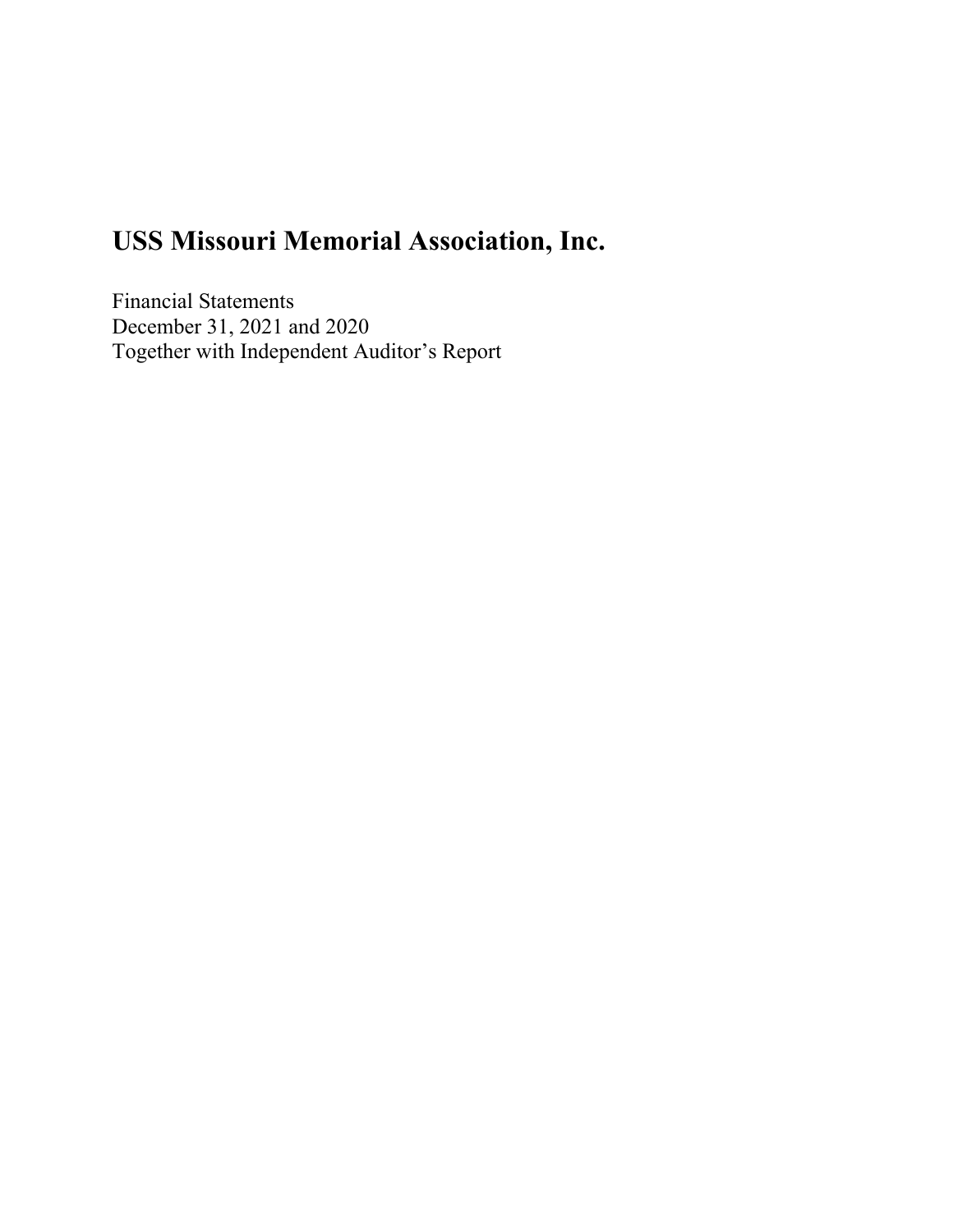# USS Missouri Memorial Association, Inc.

Financial Statements
December 31, 2021 and 2020
Together with Independent Auditor's Report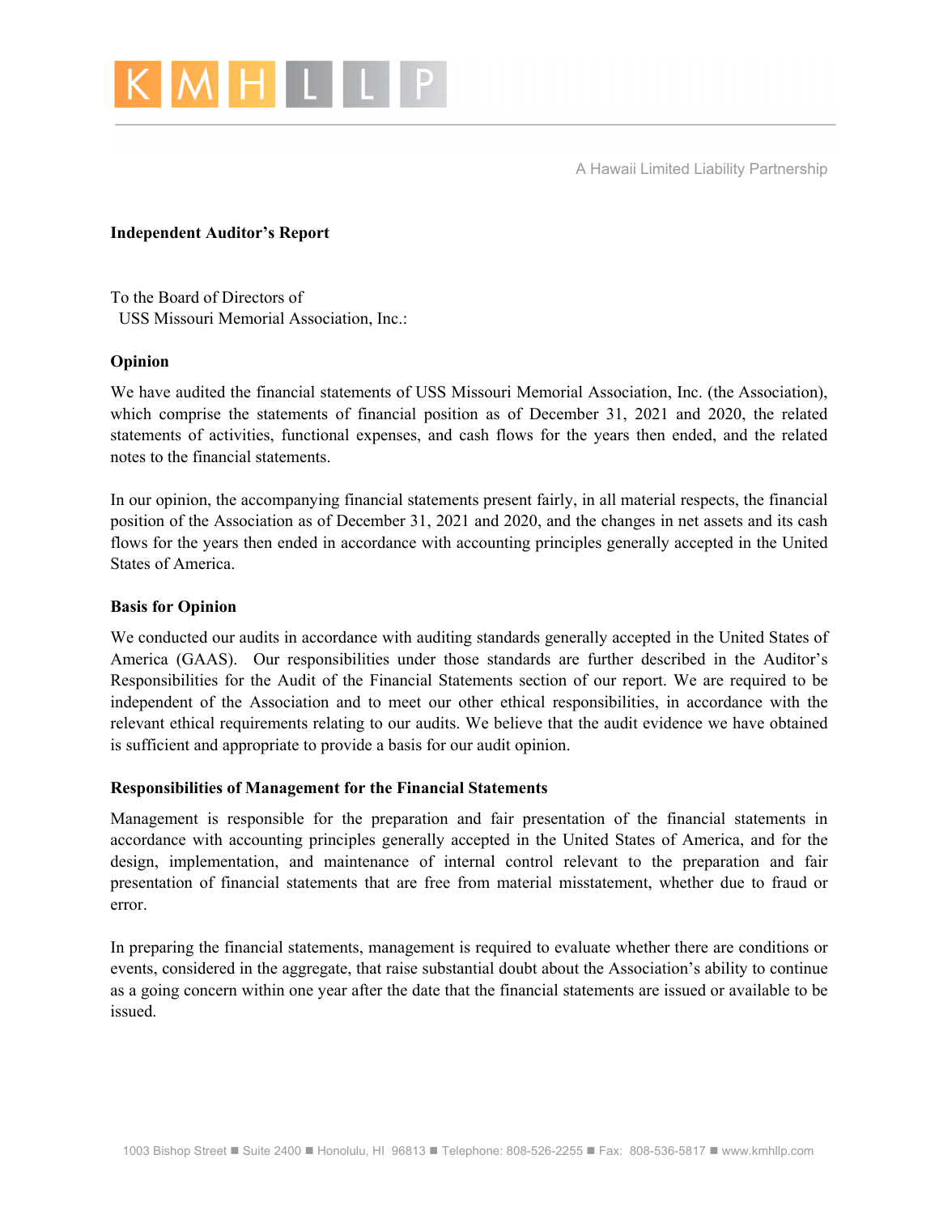KMHLLP

A Hawaii Limited Liability Partnership

**Independent Auditor's Report**

To the Board of Directors of
USS Missouri Memorial Association, Inc.:

**Opinion**

We have audited the financial statements of USS Missouri Memorial Association, Inc. (the Association), which comprise the statements of financial position as of December 31, 2021 and 2020, the related statements of activities, functional expenses, and cash flows for the years then ended, and the related notes to the financial statements.

In our opinion, the accompanying financial statements present fairly, in all material respects, the financial position of the Association as of December 31, 2021 and 2020, and the changes in net assets and its cash flows for the years then ended in accordance with accounting principles generally accepted in the United States of America.

**Basis for Opinion**

We conducted our audits in accordance with auditing standards generally accepted in the United States of America (GAAS). Our responsibilities under those standards are further described in the Auditor's Responsibilities for the Audit of the Financial Statements section of our report. We are required to be independent of the Association and to meet our other ethical responsibilities, in accordance with the relevant ethical requirements relating to our audits. We believe that the audit evidence we have obtained is sufficient and appropriate to provide a basis for our audit opinion.

**Responsibilities of Management for the Financial Statements**

Management is responsible for the preparation and fair presentation of the financial statements in accordance with accounting principles generally accepted in the United States of America, and for the design, implementation, and maintenance of internal control relevant to the preparation and fair presentation of financial statements that are free from material misstatement, whether due to fraud or error.

In preparing the financial statements, management is required to evaluate whether there are conditions or events, considered in the aggregate, that raise substantial doubt about the Association's ability to continue as a going concern within one year after the date that the financial statements are issued or available to be issued.

1003 Bishop Street ■ Suite 2400 ■ Honolulu, HI 96813 ■ Telephone: 808-526-2255 ■ Fax: 808-536-5817 ■ www.kmhllp.com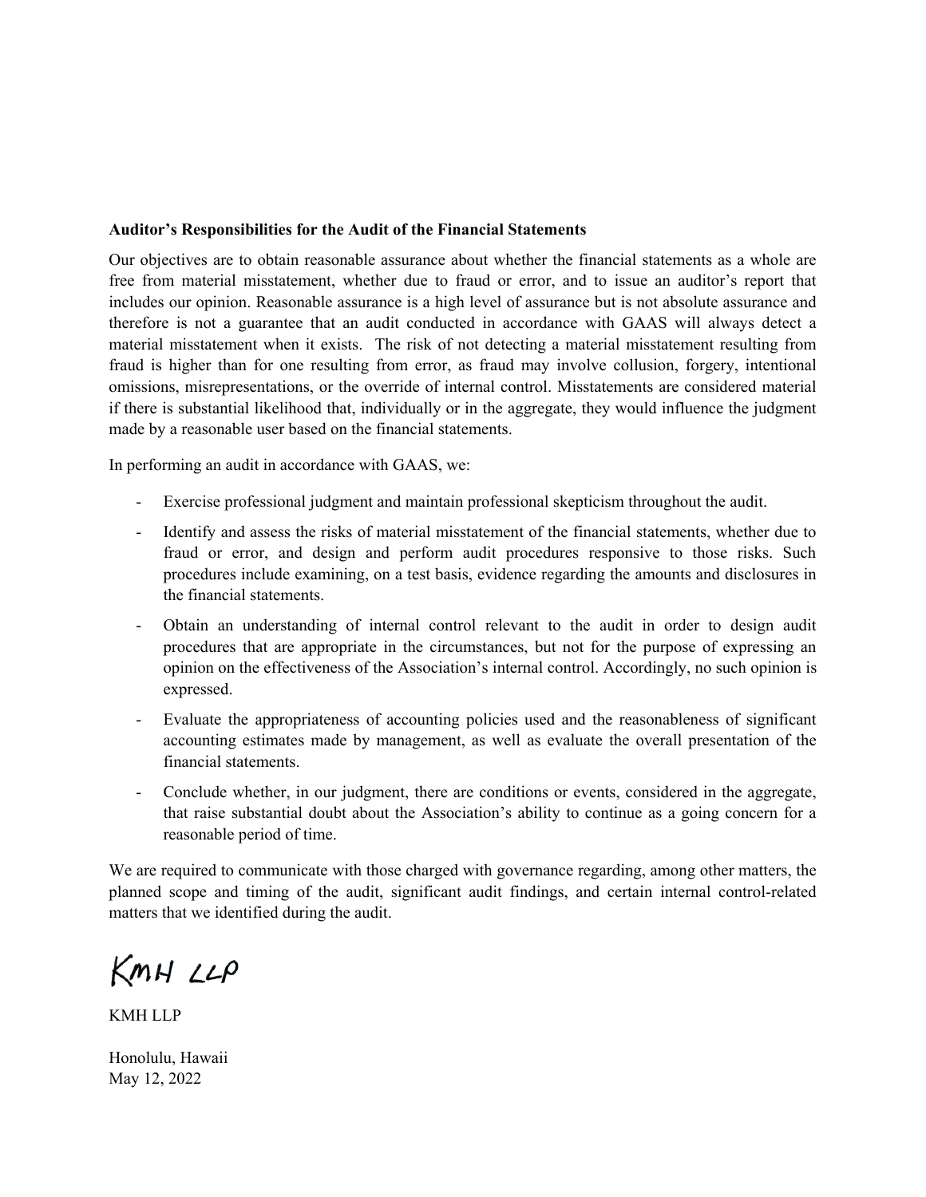**Auditor's Responsibilities for the Audit of the Financial Statements**

Our objectives are to obtain reasonable assurance about whether the financial statements as a whole are free from material misstatement, whether due to fraud or error, and to issue an auditor's report that includes our opinion. Reasonable assurance is a high level of assurance but is not absolute assurance and therefore is not a guarantee that an audit conducted in accordance with GAAS will always detect a material misstatement when it exists. The risk of not detecting a material misstatement resulting from fraud is higher than for one resulting from error, as fraud may involve collusion, forgery, intentional omissions, misrepresentations, or the override of internal control. Misstatements are considered material if there is substantial likelihood that, individually or in the aggregate, they would influence the judgment made by a reasonable user based on the financial statements.

In performing an audit in accordance with GAAS, we:

- Exercise professional judgment and maintain professional skepticism throughout the audit.
- Identify and assess the risks of material misstatement of the financial statements, whether due to fraud or error, and design and perform audit procedures responsive to those risks. Such procedures include examining, on a test basis, evidence regarding the amounts and disclosures in the financial statements.
- Obtain an understanding of internal control relevant to the audit in order to design audit procedures that are appropriate in the circumstances, but not for the purpose of expressing an opinion on the effectiveness of the Association's internal control. Accordingly, no such opinion is expressed.
- Evaluate the appropriateness of accounting policies used and the reasonableness of significant accounting estimates made by management, as well as evaluate the overall presentation of the financial statements.
- Conclude whether, in our judgment, there are conditions or events, considered in the aggregate, that raise substantial doubt about the Association's ability to continue as a going concern for a reasonable period of time.

We are required to communicate with those charged with governance regarding, among other matters, the planned scope and timing of the audit, significant audit findings, and certain internal control-related matters that we identified during the audit.

KMH LLP

KMH LLP

Honolulu, Hawaii
May 12, 2022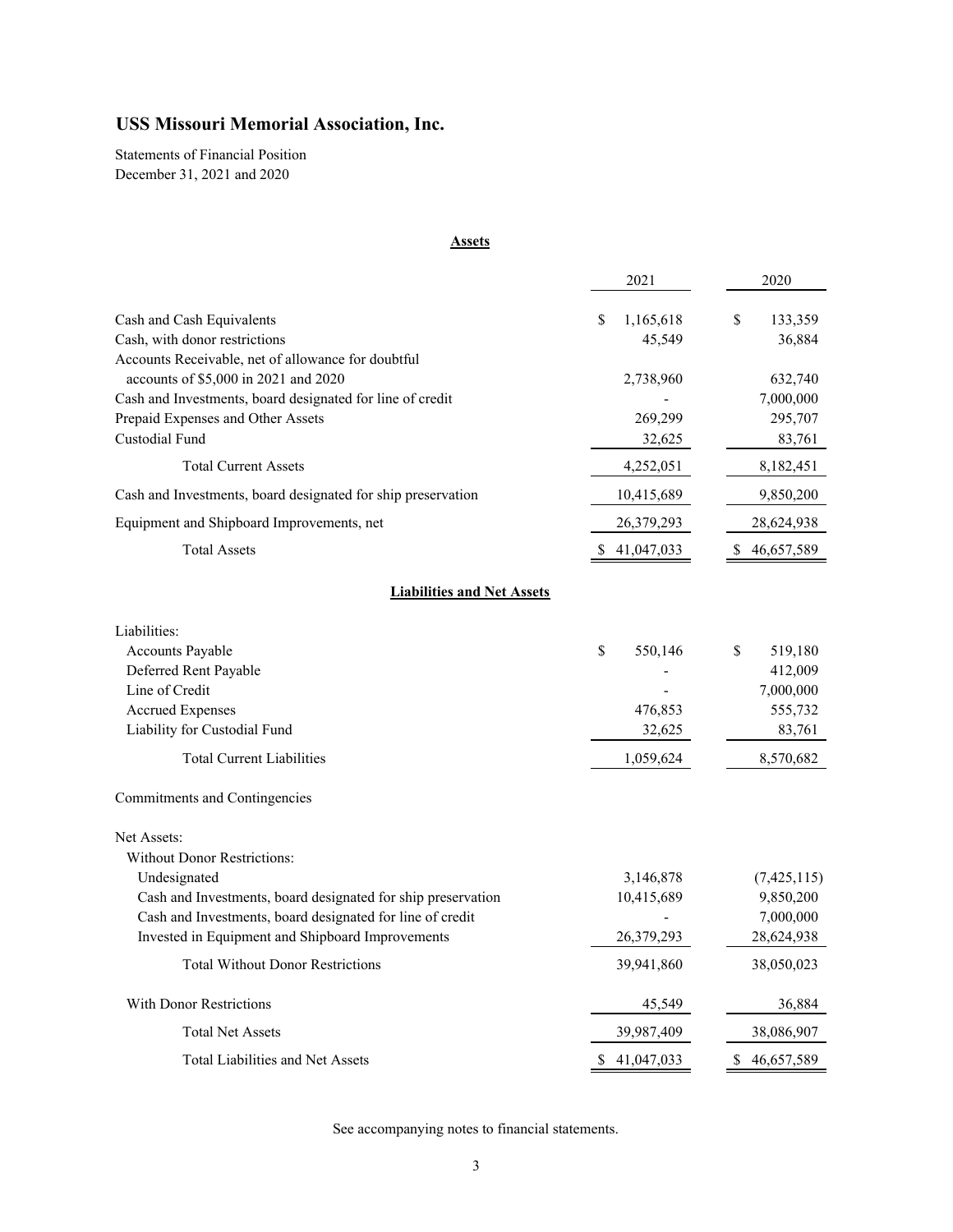# USS Missouri Memorial Association, Inc.

Statements of Financial Position
December 31, 2021 and 2020

**Assets**

| | 2021 | 2020 |
|---|---|---|
| Cash and Cash Equivalents | $ 1,165,618 | $ 133,359 |
| Cash, with donor restrictions | 45,549 | 36,884 |
| Accounts Receivable, net of allowance for doubtful accounts of $5,000 in 2021 and 2020 | 2,738,960 | 632,740 |
| Cash and Investments, board designated for line of credit | - | 7,000,000 |
| Prepaid Expenses and Other Assets | 269,299 | 295,707 |
| Custodial Fund | 32,625 | 83,761 |
| Total Current Assets | 4,252,051 | 8,182,451 |
| Cash and Investments, board designated for ship preservation | 10,415,689 | 9,850,200 |
| Equipment and Shipboard Improvements, net | 26,379,293 | 28,624,938 |
| Total Assets | $ 41,047,033 | $ 46,657,589 |

**Liabilities and Net Assets**

| | 2021 | 2020 |
|---|---|---|
| Liabilities: | | |
| Accounts Payable | $ 550,146 | $ 519,180 |
| Deferred Rent Payable | - | 412,009 |
| Line of Credit | - | 7,000,000 |
| Accrued Expenses | 476,853 | 555,732 |
| Liability for Custodial Fund | 32,625 | 83,761 |
| Total Current Liabilities | 1,059,624 | 8,570,682 |
| Commitments and Contingencies | | |
| Net Assets: | | |
| Without Donor Restrictions: | | |
| Undesignated | 3,146,878 | (7,425,115) |
| Cash and Investments, board designated for ship preservation | 10,415,689 | 9,850,200 |
| Cash and Investments, board designated for line of credit | - | 7,000,000 |
| Invested in Equipment and Shipboard Improvements | 26,379,293 | 28,624,938 |
| Total Without Donor Restrictions | 39,941,860 | 38,050,023 |
| With Donor Restrictions | 45,549 | 36,884 |
| Total Net Assets | 39,987,409 | 38,086,907 |
| Total Liabilities and Net Assets | $ 41,047,033 | $ 46,657,589 |

See accompanying notes to financial statements.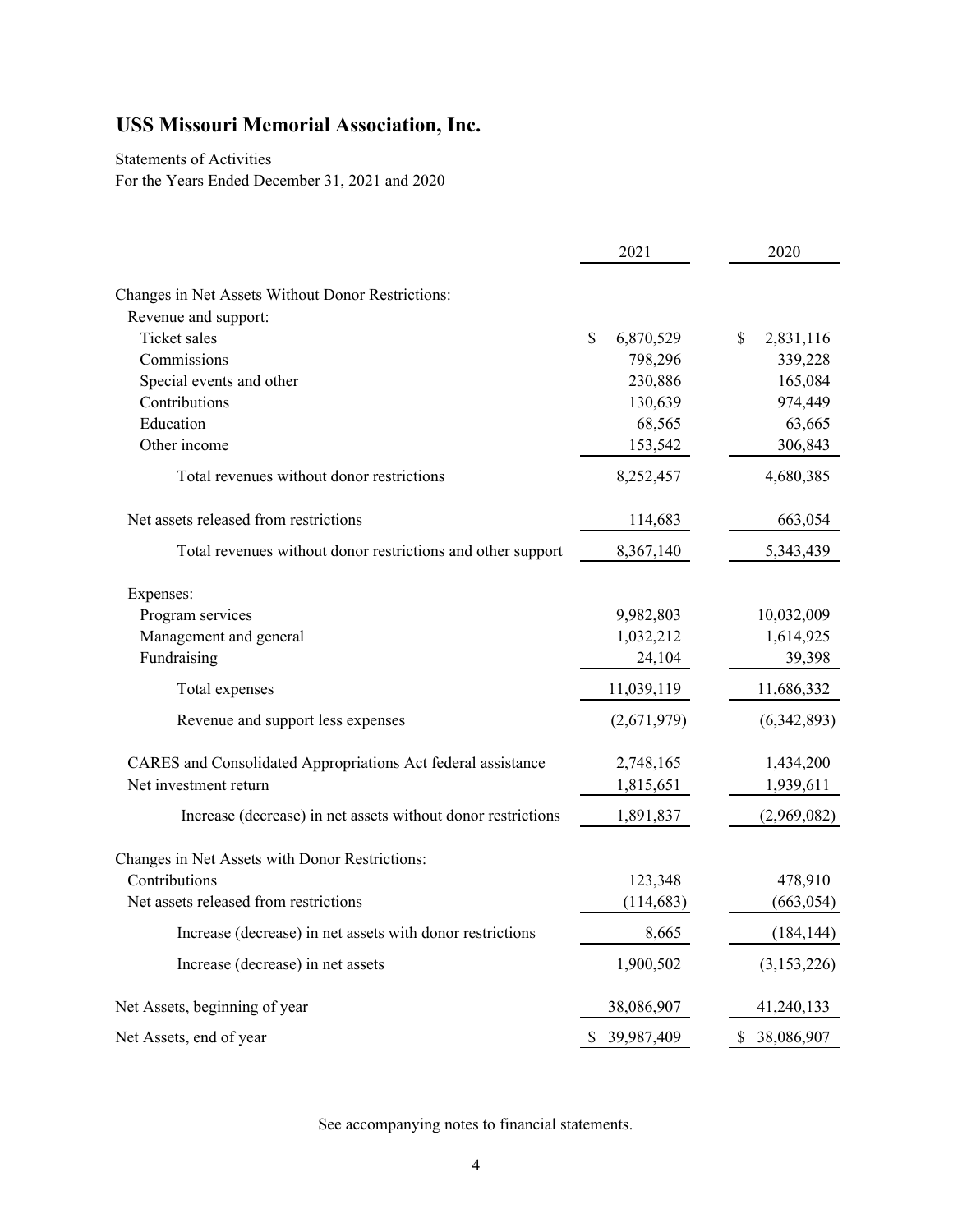# USS Missouri Memorial Association, Inc.

Statements of Activities
For the Years Ended December 31, 2021 and 2020

| | 2021 | 2020 |
|---|---|---|
| Changes in Net Assets Without Donor Restrictions: | | |
| Revenue and support: | | |
| Ticket sales | $ 6,870,529 | $ 2,831,116 |
| Commissions | 798,296 | 339,228 |
| Special events and other | 230,886 | 165,084 |
| Contributions | 130,639 | 974,449 |
| Education | 68,565 | 63,665 |
| Other income | 153,542 | 306,843 |
| Total revenues without donor restrictions | 8,252,457 | 4,680,385 |
| Net assets released from restrictions | 114,683 | 663,054 |
| Total revenues without donor restrictions and other support | 8,367,140 | 5,343,439 |
| Expenses: | | |
| Program services | 9,982,803 | 10,032,009 |
| Management and general | 1,032,212 | 1,614,925 |
| Fundraising | 24,104 | 39,398 |
| Total expenses | 11,039,119 | 11,686,332 |
| Revenue and support less expenses | (2,671,979) | (6,342,893) |
| CARES and Consolidated Appropriations Act federal assistance | 2,748,165 | 1,434,200 |
| Net investment return | 1,815,651 | 1,939,611 |
| Increase (decrease) in net assets without donor restrictions | 1,891,837 | (2,969,082) |
| Changes in Net Assets with Donor Restrictions: | | |
| Contributions | 123,348 | 478,910 |
| Net assets released from restrictions | (114,683) | (663,054) |
| Increase (decrease) in net assets with donor restrictions | 8,665 | (184,144) |
| Increase (decrease) in net assets | 1,900,502 | (3,153,226) |
| Net Assets, beginning of year | 38,086,907 | 41,240,133 |
| Net Assets, end of year | $ 39,987,409 | $ 38,086,907 |

See accompanying notes to financial statements.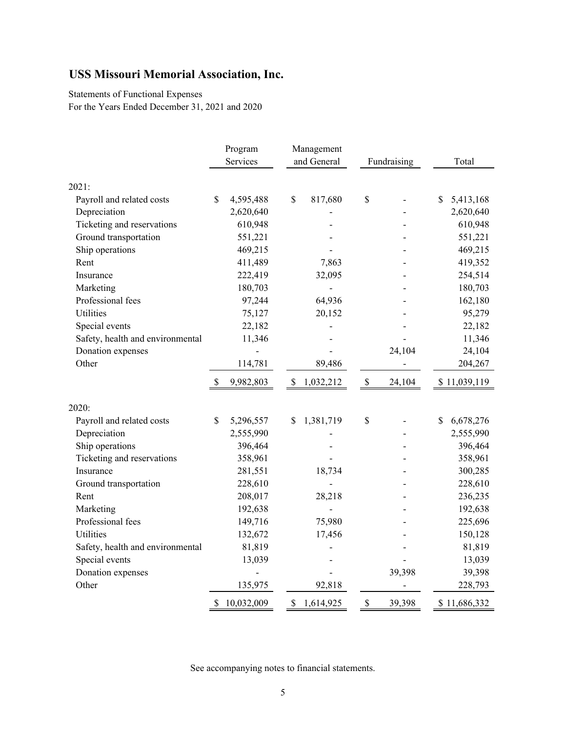# USS Missouri Memorial Association, Inc.

Statements of Functional Expenses
For the Years Ended December 31, 2021 and 2020

| | Program Services | Management and General | Fundraising | Total |
|---|---|---|---|---|
| **2021:** | | | | |
| Payroll and related costs | $ 4,595,488 | $ 817,680 | $ - | $ 5,413,168 |
| Depreciation | 2,620,640 | - | - | 2,620,640 |
| Ticketing and reservations | 610,948 | - | - | 610,948 |
| Ground transportation | 551,221 | - | - | 551,221 |
| Ship operations | 469,215 | - | - | 469,215 |
| Rent | 411,489 | 7,863 | - | 419,352 |
| Insurance | 222,419 | 32,095 | - | 254,514 |
| Marketing | 180,703 | - | - | 180,703 |
| Professional fees | 97,244 | 64,936 | - | 162,180 |
| Utilities | 75,127 | 20,152 | - | 95,279 |
| Special events | 22,182 | - | - | 22,182 |
| Safety, health and environmental | 11,346 | - | - | 11,346 |
| Donation expenses | - | - | 24,104 | 24,104 |
| Other | 114,781 | 89,486 | - | 204,267 |
| | $ 9,982,803 | $ 1,032,212 | $ 24,104 | $ 11,039,119 |
| **2020:** | | | | |
| Payroll and related costs | $ 5,296,557 | $ 1,381,719 | $ - | $ 6,678,276 |
| Depreciation | 2,555,990 | - | - | 2,555,990 |
| Ship operations | 396,464 | - | - | 396,464 |
| Ticketing and reservations | 358,961 | - | - | 358,961 |
| Insurance | 281,551 | 18,734 | - | 300,285 |
| Ground transportation | 228,610 | - | - | 228,610 |
| Rent | 208,017 | 28,218 | - | 236,235 |
| Marketing | 192,638 | - | - | 192,638 |
| Professional fees | 149,716 | 75,980 | - | 225,696 |
| Utilities | 132,672 | 17,456 | - | 150,128 |
| Safety, health and environmental | 81,819 | - | - | 81,819 |
| Special events | 13,039 | - | - | 13,039 |
| Donation expenses | - | - | 39,398 | 39,398 |
| Other | 135,975 | 92,818 | - | 228,793 |
| | $ 10,032,009 | $ 1,614,925 | $ 39,398 | $ 11,686,332 |

See accompanying notes to financial statements.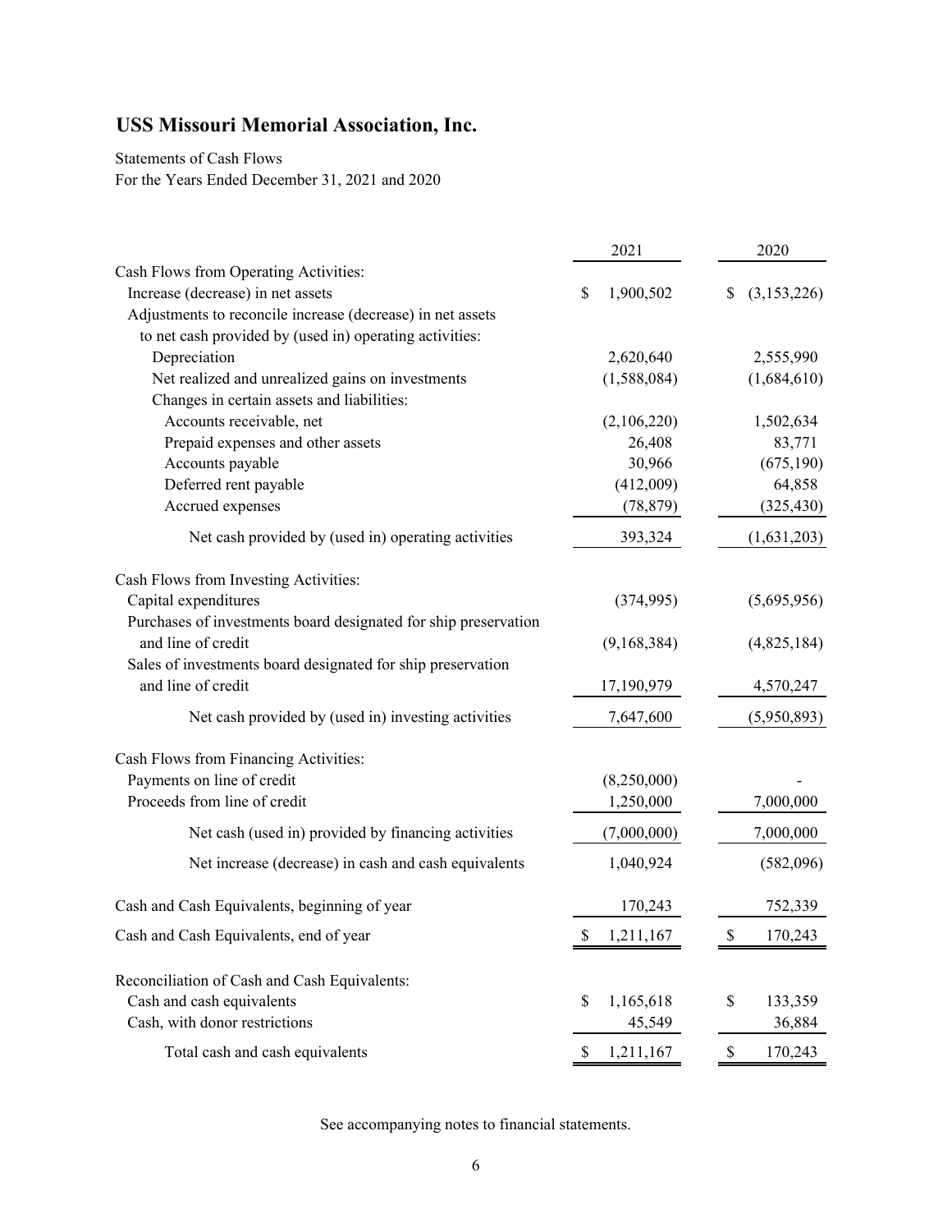# USS Missouri Memorial Association, Inc.

Statements of Cash Flows
For the Years Ended December 31, 2021 and 2020

| | 2021 | 2020 |
|---|---|---|
| Cash Flows from Operating Activities: | | |
| Increase (decrease) in net assets | $ 1,900,502 | $ (3,153,226) |
| Adjustments to reconcile increase (decrease) in net assets to net cash provided by (used in) operating activities: | | |
| Depreciation | 2,620,640 | 2,555,990 |
| Net realized and unrealized gains on investments | (1,588,084) | (1,684,610) |
| Changes in certain assets and liabilities: | | |
| Accounts receivable, net | (2,106,220) | 1,502,634 |
| Prepaid expenses and other assets | 26,408 | 83,771 |
| Accounts payable | 30,966 | (675,190) |
| Deferred rent payable | (412,009) | 64,858 |
| Accrued expenses | (78,879) | (325,430) |
| Net cash provided by (used in) operating activities | 393,324 | (1,631,203) |
| Cash Flows from Investing Activities: | | |
| Capital expenditures | (374,995) | (5,695,956) |
| Purchases of investments board designated for ship preservation and line of credit | (9,168,384) | (4,825,184) |
| Sales of investments board designated for ship preservation and line of credit | 17,190,979 | 4,570,247 |
| Net cash provided by (used in) investing activities | 7,647,600 | (5,950,893) |
| Cash Flows from Financing Activities: | | |
| Payments on line of credit | (8,250,000) | - |
| Proceeds from line of credit | 1,250,000 | 7,000,000 |
| Net cash (used in) provided by financing activities | (7,000,000) | 7,000,000 |
| Net increase (decrease) in cash and cash equivalents | 1,040,924 | (582,096) |
| Cash and Cash Equivalents, beginning of year | 170,243 | 752,339 |
| Cash and Cash Equivalents, end of year | $ 1,211,167 | $ 170,243 |
| Reconciliation of Cash and Cash Equivalents: | | |
| Cash and cash equivalents | $ 1,165,618 | $ 133,359 |
| Cash, with donor restrictions | 45,549 | 36,884 |
| Total cash and cash equivalents | $ 1,211,167 | $ 170,243 |

See accompanying notes to financial statements.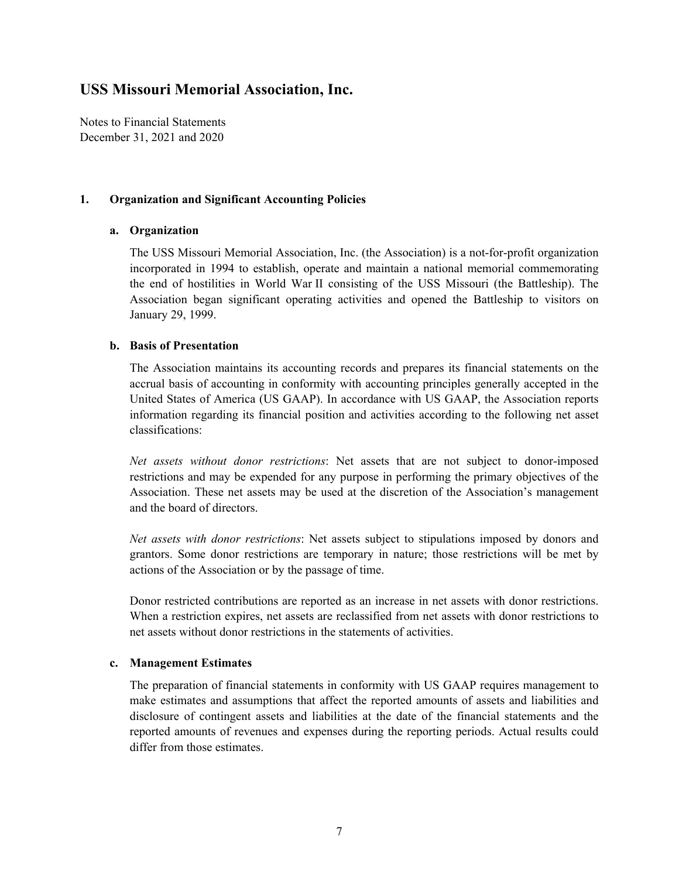# USS Missouri Memorial Association, Inc.

Notes to Financial Statements
December 31, 2021 and 2020

## 1. Organization and Significant Accounting Policies

### a. Organization

The USS Missouri Memorial Association, Inc. (the Association) is a not-for-profit organization incorporated in 1994 to establish, operate and maintain a national memorial commemorating the end of hostilities in World War II consisting of the USS Missouri (the Battleship). The Association began significant operating activities and opened the Battleship to visitors on January 29, 1999.

### b. Basis of Presentation

The Association maintains its accounting records and prepares its financial statements on the accrual basis of accounting in conformity with accounting principles generally accepted in the United States of America (US GAAP). In accordance with US GAAP, the Association reports information regarding its financial position and activities according to the following net asset classifications:

*Net assets without donor restrictions*: Net assets that are not subject to donor-imposed restrictions and may be expended for any purpose in performing the primary objectives of the Association. These net assets may be used at the discretion of the Association's management and the board of directors.

*Net assets with donor restrictions*: Net assets subject to stipulations imposed by donors and grantors. Some donor restrictions are temporary in nature; those restrictions will be met by actions of the Association or by the passage of time.

Donor restricted contributions are reported as an increase in net assets with donor restrictions. When a restriction expires, net assets are reclassified from net assets with donor restrictions to net assets without donor restrictions in the statements of activities.

### c. Management Estimates

The preparation of financial statements in conformity with US GAAP requires management to make estimates and assumptions that affect the reported amounts of assets and liabilities and disclosure of contingent assets and liabilities at the date of the financial statements and the reported amounts of revenues and expenses during the reporting periods. Actual results could differ from those estimates.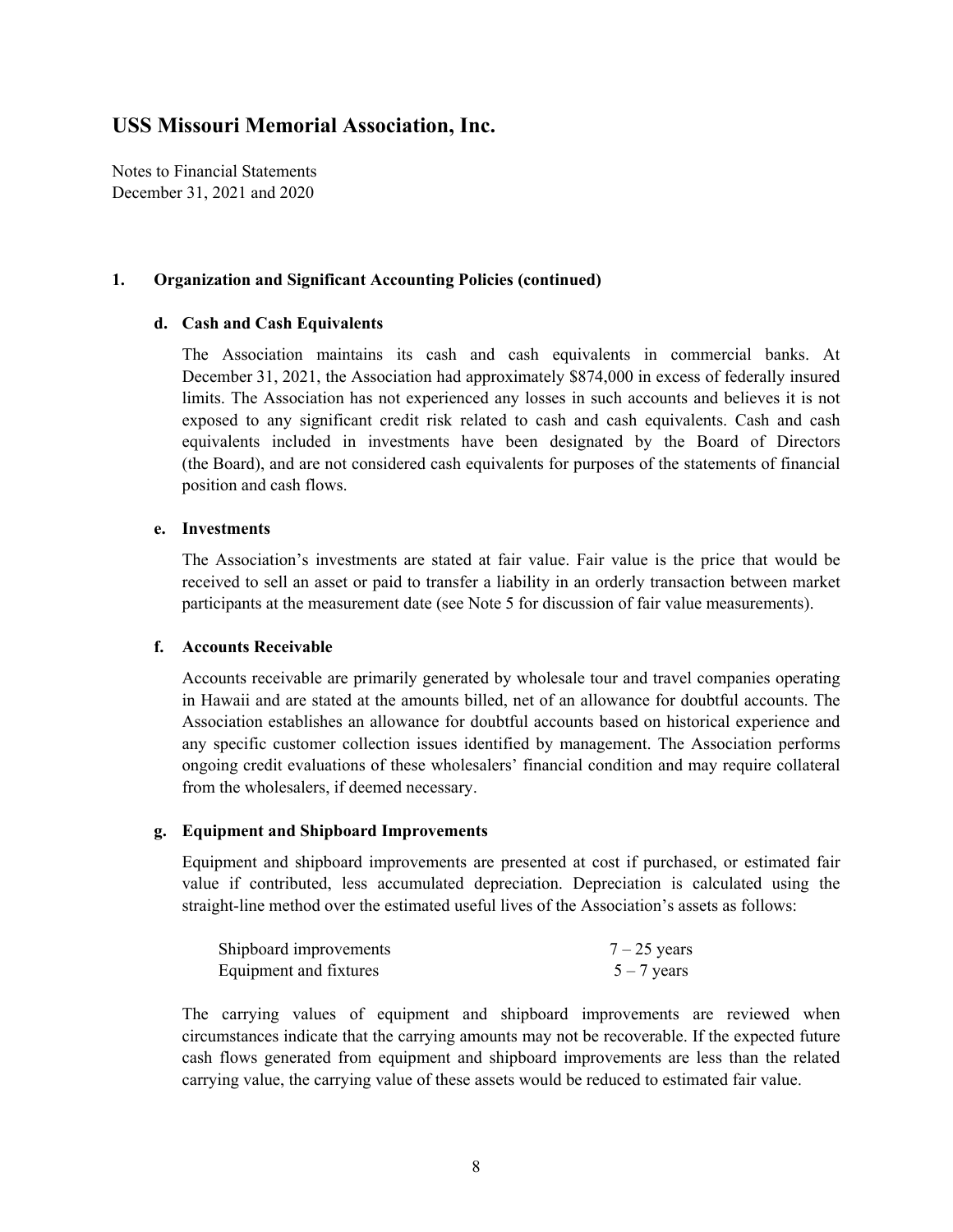# USS Missouri Memorial Association, Inc.

Notes to Financial Statements
December 31, 2021 and 2020

## 1. Organization and Significant Accounting Policies (continued)

### d. Cash and Cash Equivalents

The Association maintains its cash and cash equivalents in commercial banks. At December 31, 2021, the Association had approximately $874,000 in excess of federally insured limits. The Association has not experienced any losses in such accounts and believes it is not exposed to any significant credit risk related to cash and cash equivalents. Cash and cash equivalents included in investments have been designated by the Board of Directors (the Board), and are not considered cash equivalents for purposes of the statements of financial position and cash flows.

### e. Investments

The Association's investments are stated at fair value. Fair value is the price that would be received to sell an asset or paid to transfer a liability in an orderly transaction between market participants at the measurement date (see Note 5 for discussion of fair value measurements).

### f. Accounts Receivable

Accounts receivable are primarily generated by wholesale tour and travel companies operating in Hawaii and are stated at the amounts billed, net of an allowance for doubtful accounts. The Association establishes an allowance for doubtful accounts based on historical experience and any specific customer collection issues identified by management. The Association performs ongoing credit evaluations of these wholesalers' financial condition and may require collateral from the wholesalers, if deemed necessary.

### g. Equipment and Shipboard Improvements

Equipment and shipboard improvements are presented at cost if purchased, or estimated fair value if contributed, less accumulated depreciation. Depreciation is calculated using the straight-line method over the estimated useful lives of the Association's assets as follows:

| | |
|---|---|
| Shipboard improvements | 7 – 25 years |
| Equipment and fixtures | 5 – 7 years |

The carrying values of equipment and shipboard improvements are reviewed when circumstances indicate that the carrying amounts may not be recoverable. If the expected future cash flows generated from equipment and shipboard improvements are less than the related carrying value, the carrying value of these assets would be reduced to estimated fair value.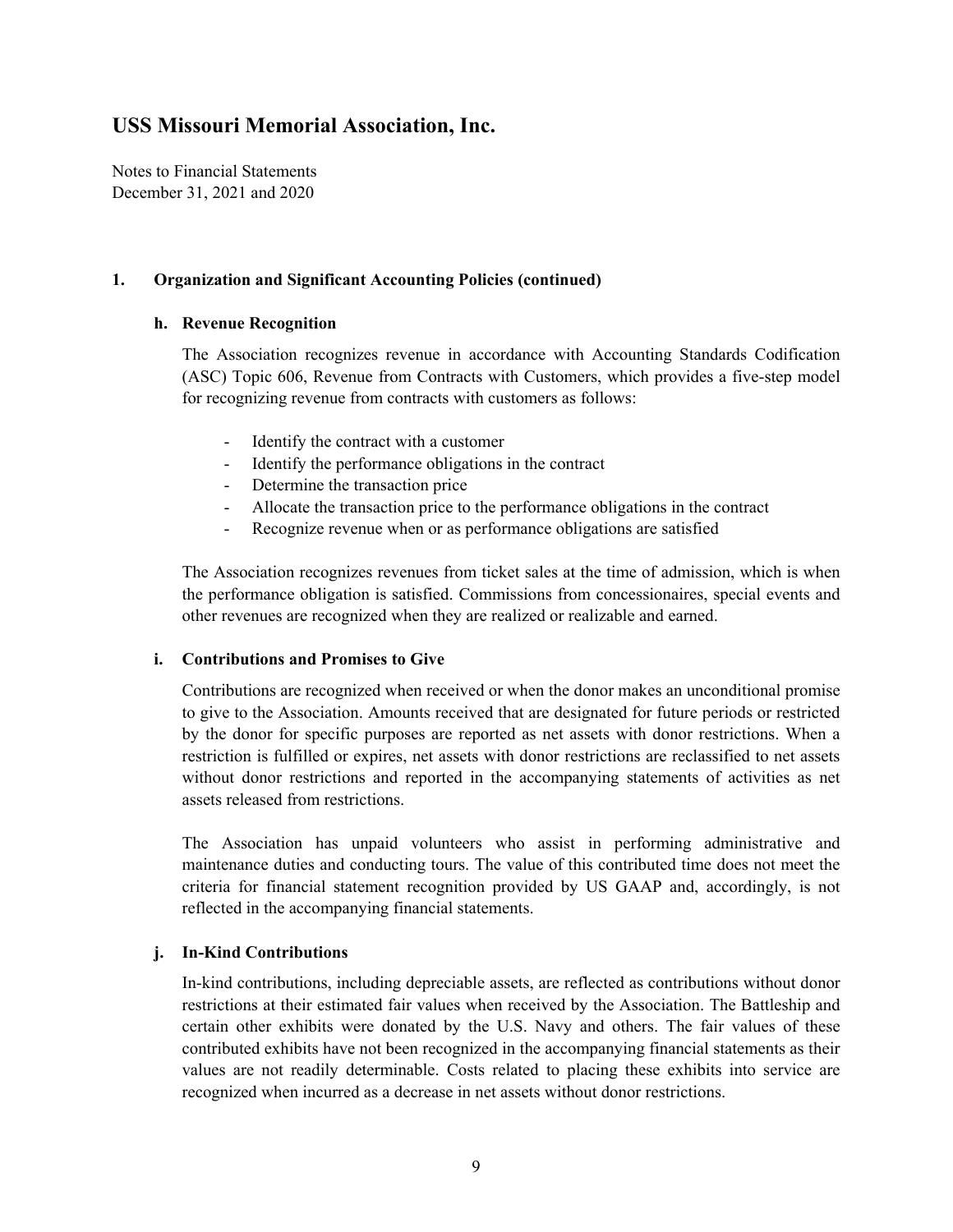# USS Missouri Memorial Association, Inc.

Notes to Financial Statements
December 31, 2021 and 2020

**1. Organization and Significant Accounting Policies (continued)**

**h. Revenue Recognition**

The Association recognizes revenue in accordance with Accounting Standards Codification (ASC) Topic 606, Revenue from Contracts with Customers, which provides a five-step model for recognizing revenue from contracts with customers as follows:

- Identify the contract with a customer
- Identify the performance obligations in the contract
- Determine the transaction price
- Allocate the transaction price to the performance obligations in the contract
- Recognize revenue when or as performance obligations are satisfied

The Association recognizes revenues from ticket sales at the time of admission, which is when the performance obligation is satisfied. Commissions from concessionaires, special events and other revenues are recognized when they are realized or realizable and earned.

**i. Contributions and Promises to Give**

Contributions are recognized when received or when the donor makes an unconditional promise to give to the Association. Amounts received that are designated for future periods or restricted by the donor for specific purposes are reported as net assets with donor restrictions. When a restriction is fulfilled or expires, net assets with donor restrictions are reclassified to net assets without donor restrictions and reported in the accompanying statements of activities as net assets released from restrictions.

The Association has unpaid volunteers who assist in performing administrative and maintenance duties and conducting tours. The value of this contributed time does not meet the criteria for financial statement recognition provided by US GAAP and, accordingly, is not reflected in the accompanying financial statements.

**j. In-Kind Contributions**

In-kind contributions, including depreciable assets, are reflected as contributions without donor restrictions at their estimated fair values when received by the Association. The Battleship and certain other exhibits were donated by the U.S. Navy and others. The fair values of these contributed exhibits have not been recognized in the accompanying financial statements as their values are not readily determinable. Costs related to placing these exhibits into service are recognized when incurred as a decrease in net assets without donor restrictions.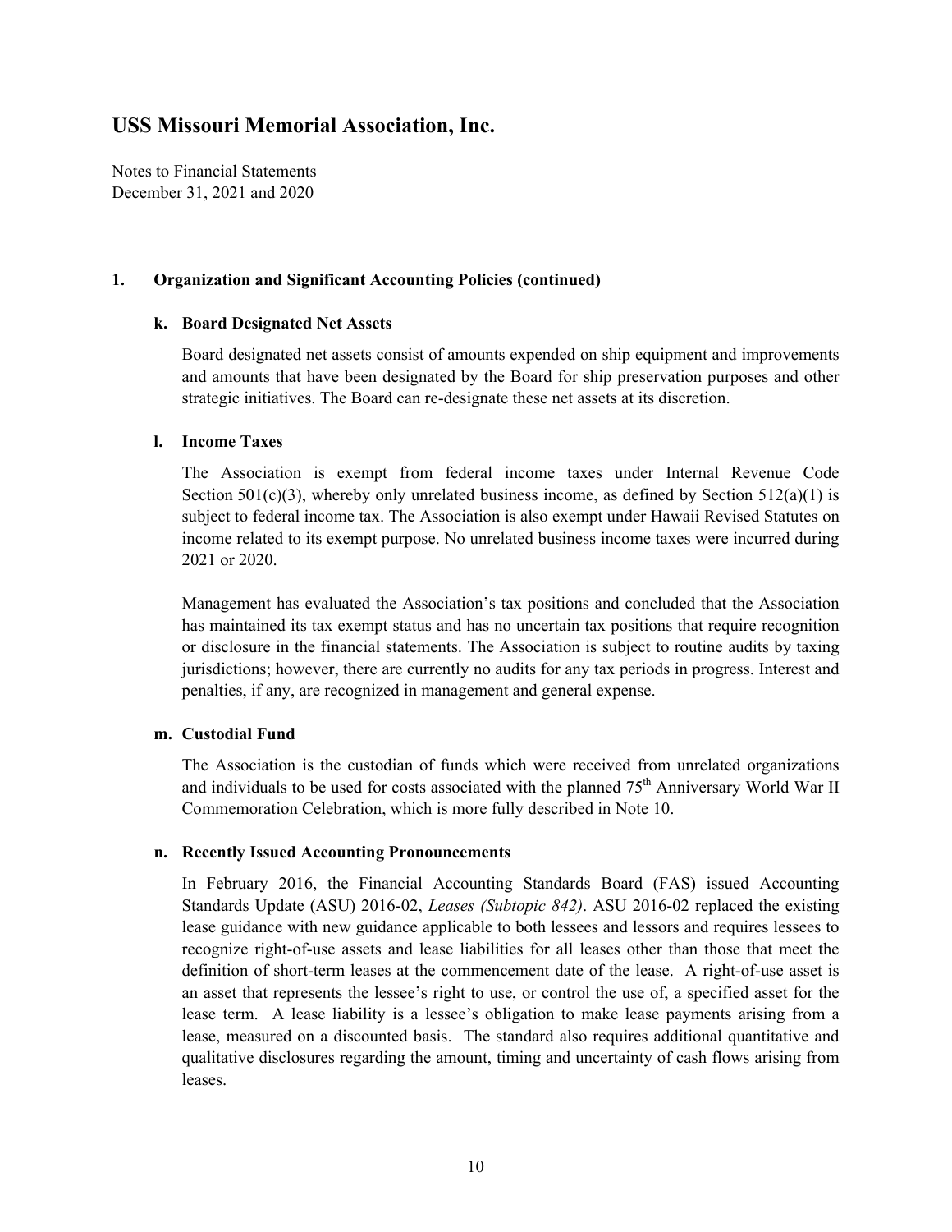# USS Missouri Memorial Association, Inc.

Notes to Financial Statements
December 31, 2021 and 2020

## 1. Organization and Significant Accounting Policies (continued)

### k. Board Designated Net Assets

Board designated net assets consist of amounts expended on ship equipment and improvements and amounts that have been designated by the Board for ship preservation purposes and other strategic initiatives. The Board can re-designate these net assets at its discretion.

### l. Income Taxes

The Association is exempt from federal income taxes under Internal Revenue Code Section 501(c)(3), whereby only unrelated business income, as defined by Section 512(a)(1) is subject to federal income tax. The Association is also exempt under Hawaii Revised Statutes on income related to its exempt purpose. No unrelated business income taxes were incurred during 2021 or 2020.

Management has evaluated the Association's tax positions and concluded that the Association has maintained its tax exempt status and has no uncertain tax positions that require recognition or disclosure in the financial statements. The Association is subject to routine audits by taxing jurisdictions; however, there are currently no audits for any tax periods in progress. Interest and penalties, if any, are recognized in management and general expense.

### m. Custodial Fund

The Association is the custodian of funds which were received from unrelated organizations and individuals to be used for costs associated with the planned 75th Anniversary World War II Commemoration Celebration, which is more fully described in Note 10.

### n. Recently Issued Accounting Pronouncements

In February 2016, the Financial Accounting Standards Board (FAS) issued Accounting Standards Update (ASU) 2016-02, *Leases (Subtopic 842)*. ASU 2016-02 replaced the existing lease guidance with new guidance applicable to both lessees and lessors and requires lessees to recognize right-of-use assets and lease liabilities for all leases other than those that meet the definition of short-term leases at the commencement date of the lease. A right-of-use asset is an asset that represents the lessee's right to use, or control the use of, a specified asset for the lease term. A lease liability is a lessee's obligation to make lease payments arising from a lease, measured on a discounted basis. The standard also requires additional quantitative and qualitative disclosures regarding the amount, timing and uncertainty of cash flows arising from leases.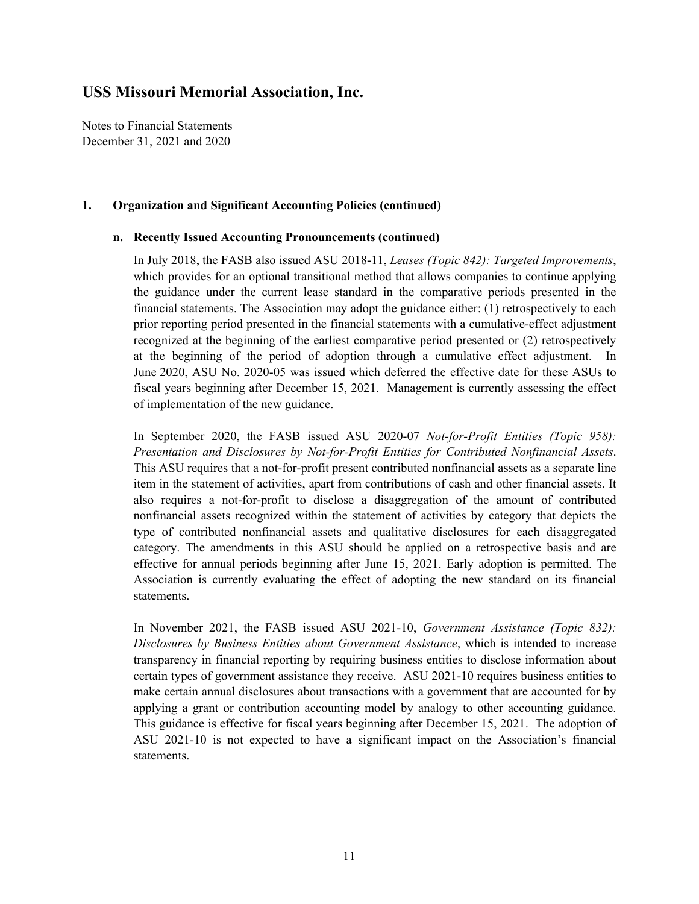## USS Missouri Memorial Association, Inc.

Notes to Financial Statements
December 31, 2021 and 2020

### 1. Organization and Significant Accounting Policies (continued)

#### n. Recently Issued Accounting Pronouncements (continued)

In July 2018, the FASB also issued ASU 2018-11, *Leases (Topic 842): Targeted Improvements*, which provides for an optional transitional method that allows companies to continue applying the guidance under the current lease standard in the comparative periods presented in the financial statements. The Association may adopt the guidance either: (1) retrospectively to each prior reporting period presented in the financial statements with a cumulative-effect adjustment recognized at the beginning of the earliest comparative period presented or (2) retrospectively at the beginning of the period of adoption through a cumulative effect adjustment. In June 2020, ASU No. 2020-05 was issued which deferred the effective date for these ASUs to fiscal years beginning after December 15, 2021. Management is currently assessing the effect of implementation of the new guidance.

In September 2020, the FASB issued ASU 2020-07 *Not-for-Profit Entities (Topic 958): Presentation and Disclosures by Not-for-Profit Entities for Contributed Nonfinancial Assets*. This ASU requires that a not-for-profit present contributed nonfinancial assets as a separate line item in the statement of activities, apart from contributions of cash and other financial assets. It also requires a not-for-profit to disclose a disaggregation of the amount of contributed nonfinancial assets recognized within the statement of activities by category that depicts the type of contributed nonfinancial assets and qualitative disclosures for each disaggregated category. The amendments in this ASU should be applied on a retrospective basis and are effective for annual periods beginning after June 15, 2021. Early adoption is permitted. The Association is currently evaluating the effect of adopting the new standard on its financial statements.

In November 2021, the FASB issued ASU 2021-10, *Government Assistance (Topic 832): Disclosures by Business Entities about Government Assistance*, which is intended to increase transparency in financial reporting by requiring business entities to disclose information about certain types of government assistance they receive. ASU 2021-10 requires business entities to make certain annual disclosures about transactions with a government that are accounted for by applying a grant or contribution accounting model by analogy to other accounting guidance. This guidance is effective for fiscal years beginning after December 15, 2021. The adoption of ASU 2021-10 is not expected to have a significant impact on the Association's financial statements.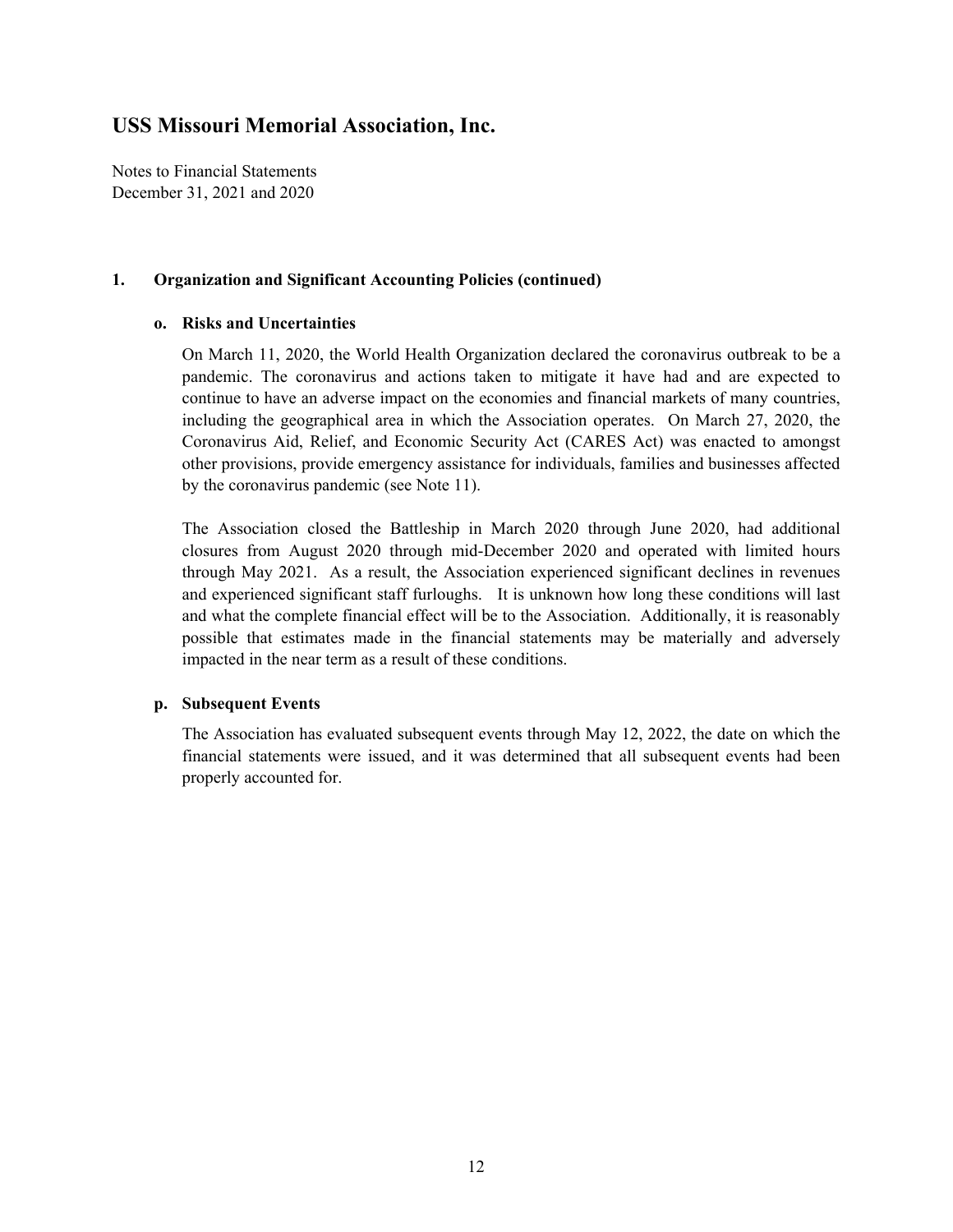# USS Missouri Memorial Association, Inc.

Notes to Financial Statements
December 31, 2021 and 2020

## 1. Organization and Significant Accounting Policies (continued)

### o. Risks and Uncertainties

On March 11, 2020, the World Health Organization declared the coronavirus outbreak to be a pandemic. The coronavirus and actions taken to mitigate it have had and are expected to continue to have an adverse impact on the economies and financial markets of many countries, including the geographical area in which the Association operates. On March 27, 2020, the Coronavirus Aid, Relief, and Economic Security Act (CARES Act) was enacted to amongst other provisions, provide emergency assistance for individuals, families and businesses affected by the coronavirus pandemic (see Note 11).

The Association closed the Battleship in March 2020 through June 2020, had additional closures from August 2020 through mid-December 2020 and operated with limited hours through May 2021. As a result, the Association experienced significant declines in revenues and experienced significant staff furloughs. It is unknown how long these conditions will last and what the complete financial effect will be to the Association. Additionally, it is reasonably possible that estimates made in the financial statements may be materially and adversely impacted in the near term as a result of these conditions.

### p. Subsequent Events

The Association has evaluated subsequent events through May 12, 2022, the date on which the financial statements were issued, and it was determined that all subsequent events had been properly accounted for.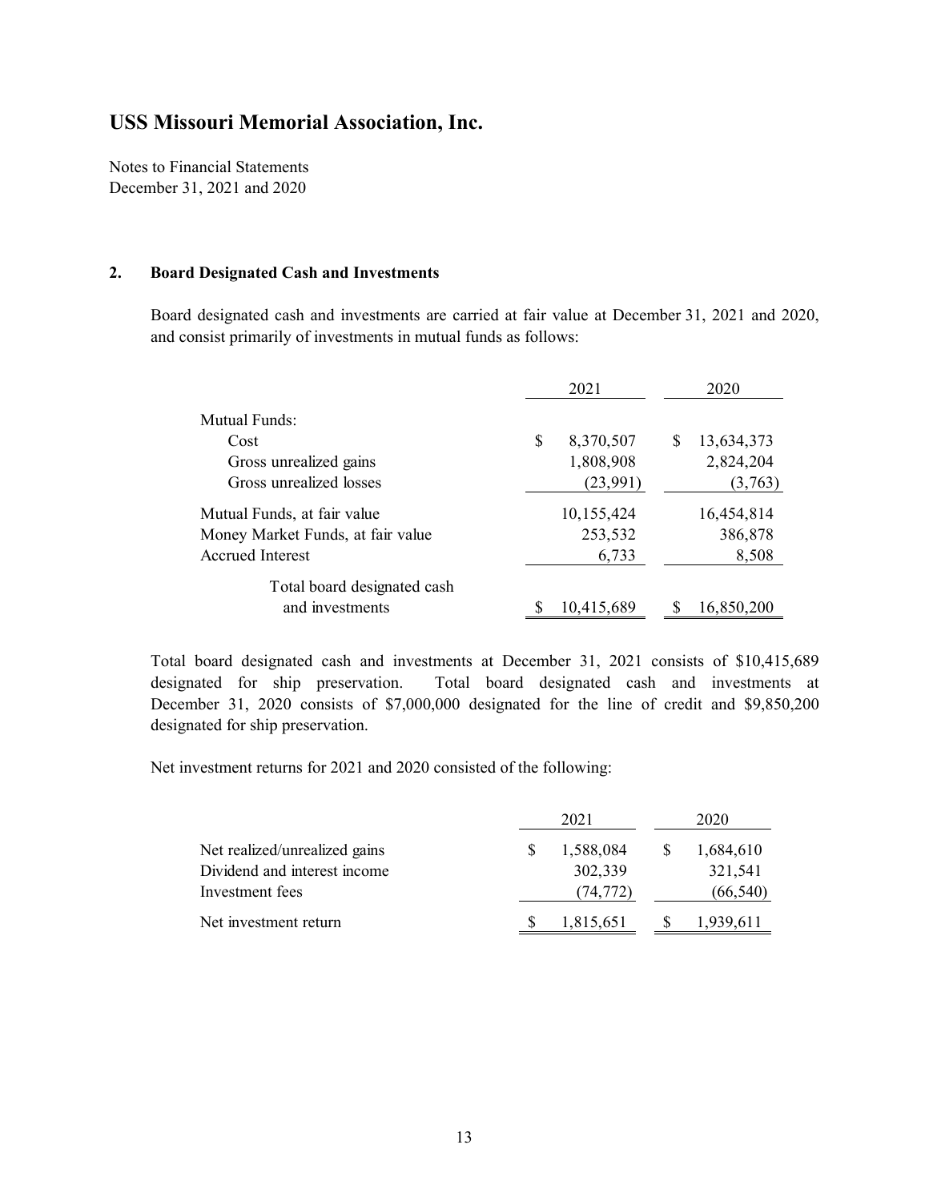# USS Missouri Memorial Association, Inc.

Notes to Financial Statements
December 31, 2021 and 2020

## 2. Board Designated Cash and Investments

Board designated cash and investments are carried at fair value at December 31, 2021 and 2020, and consist primarily of investments in mutual funds as follows:

| | 2021 | 2020 |
|---|---|---|
| Mutual Funds: | | |
| Cost | $ 8,370,507 | $ 13,634,373 |
| Gross unrealized gains | 1,808,908 | 2,824,204 |
| Gross unrealized losses | (23,991) | (3,763) |
| Mutual Funds, at fair value | 10,155,424 | 16,454,814 |
| Money Market Funds, at fair value | 253,532 | 386,878 |
| Accrued Interest | 6,733 | 8,508 |
| Total board designated cash and investments | $ 10,415,689 | $ 16,850,200 |

Total board designated cash and investments at December 31, 2021 consists of $10,415,689 designated for ship preservation. Total board designated cash and investments at December 31, 2020 consists of $7,000,000 designated for the line of credit and $9,850,200 designated for ship preservation.

Net investment returns for 2021 and 2020 consisted of the following:

| | 2021 | 2020 |
|---|---|---|
| Net realized/unrealized gains | $ 1,588,084 | $ 1,684,610 |
| Dividend and interest income | 302,339 | 321,541 |
| Investment fees | (74,772) | (66,540) |
| Net investment return | $ 1,815,651 | $ 1,939,611 |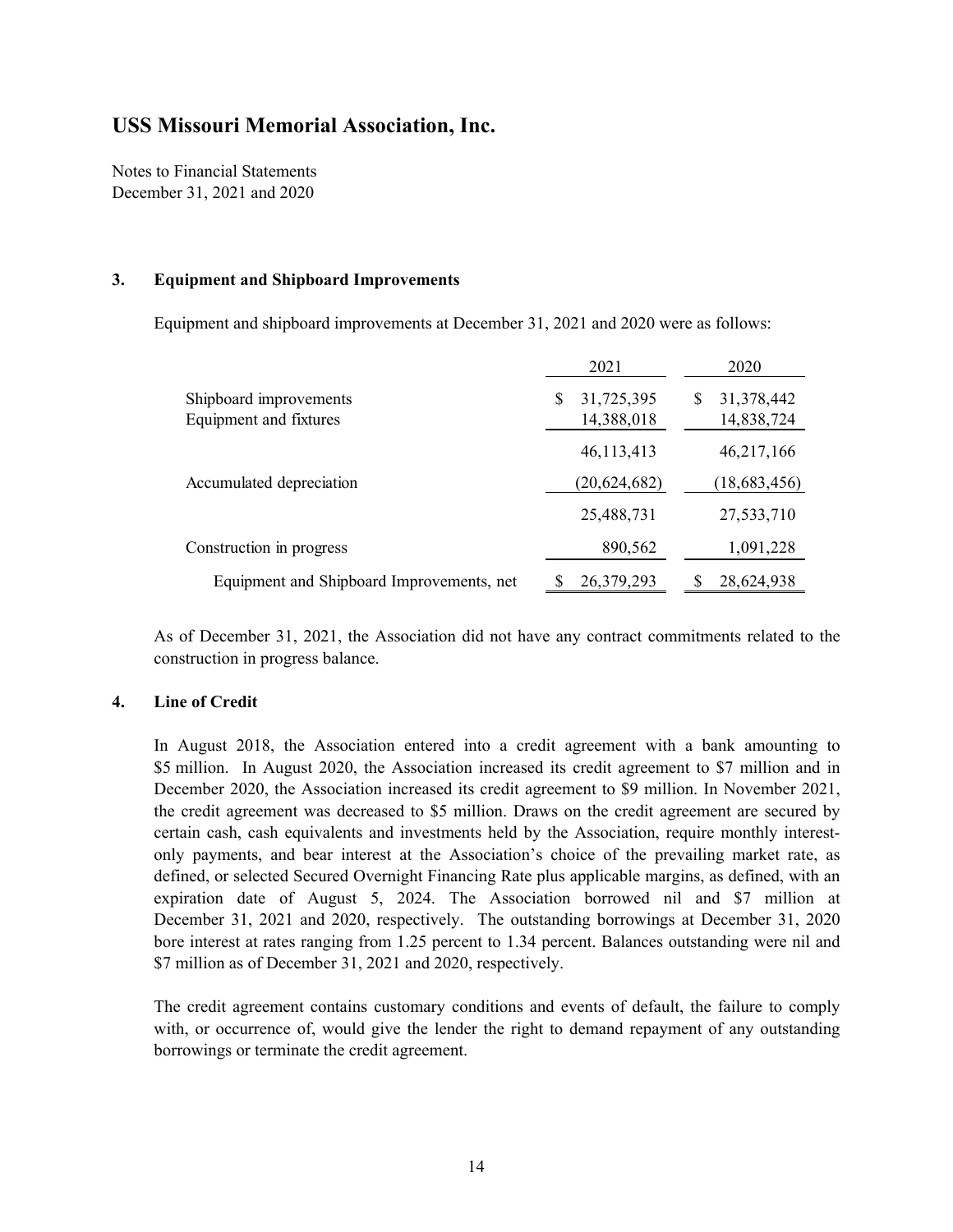# USS Missouri Memorial Association, Inc.

Notes to Financial Statements
December 31, 2021 and 2020

## 3. Equipment and Shipboard Improvements

Equipment and shipboard improvements at December 31, 2021 and 2020 were as follows:

| | 2021 | 2020 |
|---|---|---|
| Shipboard improvements | $ 31,725,395 | $ 31,378,442 |
| Equipment and fixtures | 14,388,018 | 14,838,724 |
| | 46,113,413 | 46,217,166 |
| Accumulated depreciation | (20,624,682) | (18,683,456) |
| | 25,488,731 | 27,533,710 |
| Construction in progress | 890,562 | 1,091,228 |
| Equipment and Shipboard Improvements, net | $ 26,379,293 | $ 28,624,938 |

As of December 31, 2021, the Association did not have any contract commitments related to the construction in progress balance.

## 4. Line of Credit

In August 2018, the Association entered into a credit agreement with a bank amounting to $5 million. In August 2020, the Association increased its credit agreement to $7 million and in December 2020, the Association increased its credit agreement to $9 million. In November 2021, the credit agreement was decreased to $5 million. Draws on the credit agreement are secured by certain cash, cash equivalents and investments held by the Association, require monthly interest-only payments, and bear interest at the Association's choice of the prevailing market rate, as defined, or selected Secured Overnight Financing Rate plus applicable margins, as defined, with an expiration date of August 5, 2024. The Association borrowed nil and $7 million at December 31, 2021 and 2020, respectively. The outstanding borrowings at December 31, 2020 bore interest at rates ranging from 1.25 percent to 1.34 percent. Balances outstanding were nil and $7 million as of December 31, 2021 and 2020, respectively.

The credit agreement contains customary conditions and events of default, the failure to comply with, or occurrence of, would give the lender the right to demand repayment of any outstanding borrowings or terminate the credit agreement.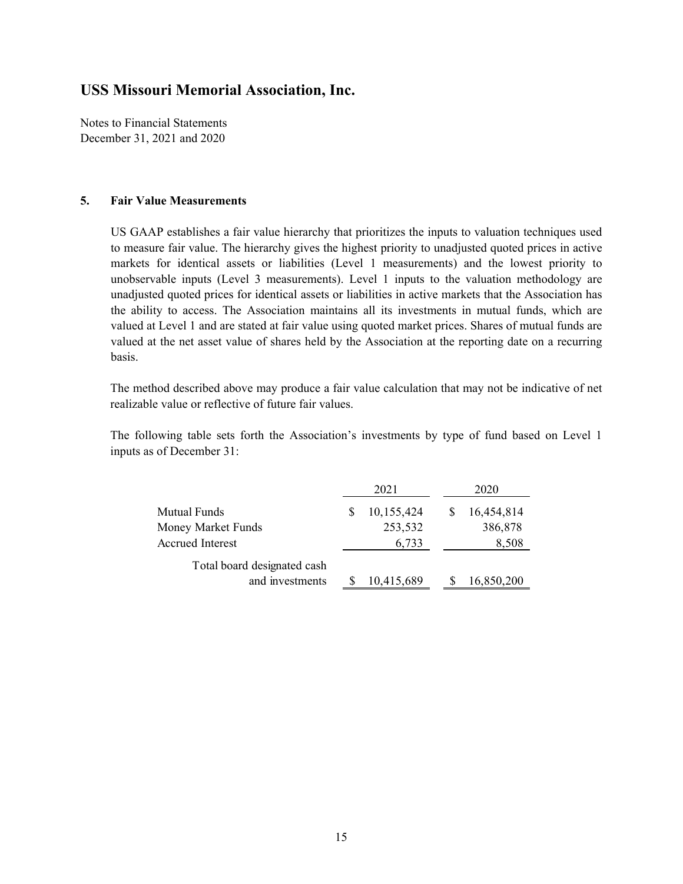# USS Missouri Memorial Association, Inc.

Notes to Financial Statements
December 31, 2021 and 2020

**5. Fair Value Measurements**

US GAAP establishes a fair value hierarchy that prioritizes the inputs to valuation techniques used to measure fair value. The hierarchy gives the highest priority to unadjusted quoted prices in active markets for identical assets or liabilities (Level 1 measurements) and the lowest priority to unobservable inputs (Level 3 measurements). Level 1 inputs to the valuation methodology are unadjusted quoted prices for identical assets or liabilities in active markets that the Association has the ability to access. The Association maintains all its investments in mutual funds, which are valued at Level 1 and are stated at fair value using quoted market prices. Shares of mutual funds are valued at the net asset value of shares held by the Association at the reporting date on a recurring basis.

The method described above may produce a fair value calculation that may not be indicative of net realizable value or reflective of future fair values.

The following table sets forth the Association's investments by type of fund based on Level 1 inputs as of December 31:

| | 2021 | 2020 |
|---|---|---|
| Mutual Funds | $ 10,155,424 | $ 16,454,814 |
| Money Market Funds | 253,532 | 386,878 |
| Accrued Interest | 6,733 | 8,508 |
| Total board designated cash and investments | $ 10,415,689 | $ 16,850,200 |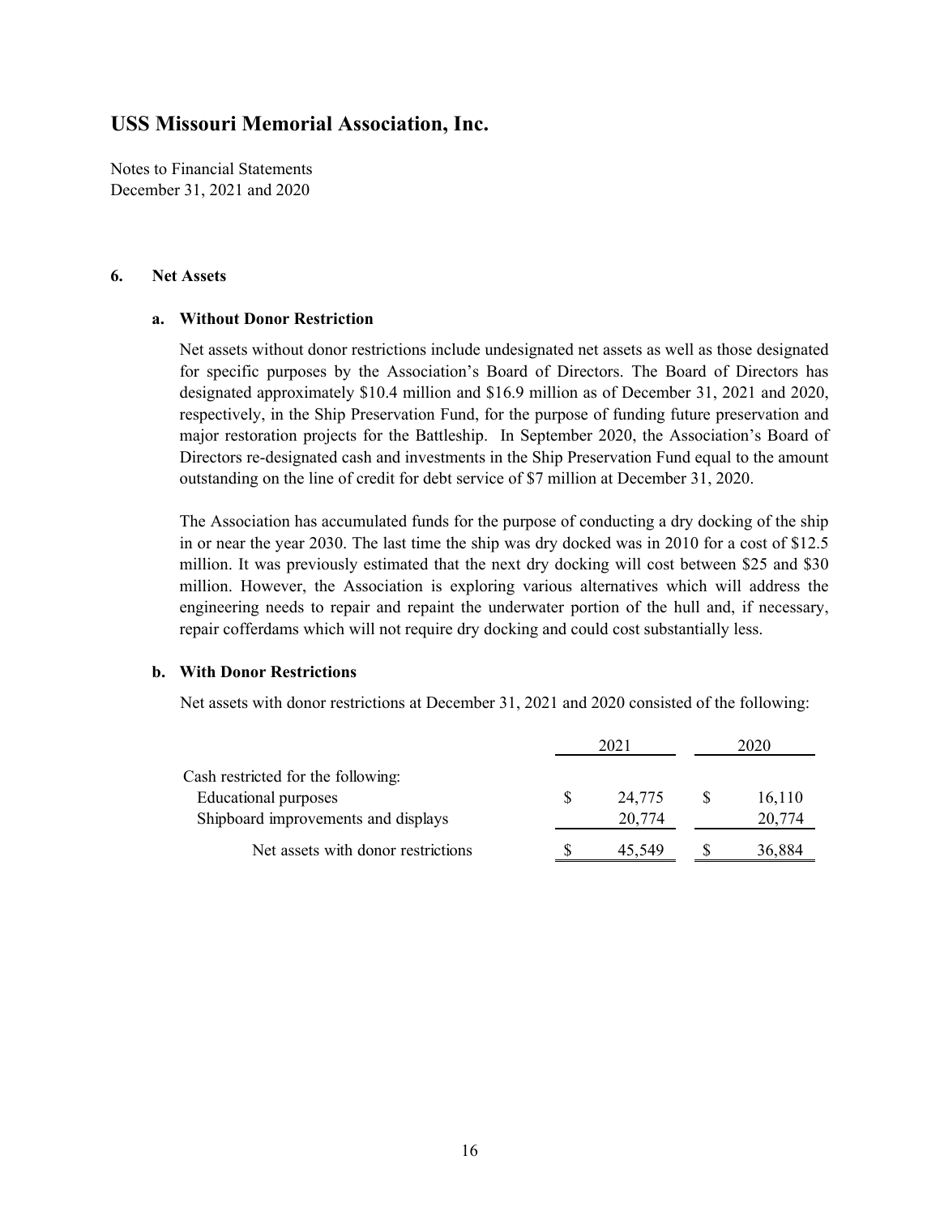# USS Missouri Memorial Association, Inc.

Notes to Financial Statements
December 31, 2021 and 2020

## 6. Net Assets

### a. Without Donor Restriction

Net assets without donor restrictions include undesignated net assets as well as those designated for specific purposes by the Association's Board of Directors. The Board of Directors has designated approximately $10.4 million and $16.9 million as of December 31, 2021 and 2020, respectively, in the Ship Preservation Fund, for the purpose of funding future preservation and major restoration projects for the Battleship. In September 2020, the Association's Board of Directors re-designated cash and investments in the Ship Preservation Fund equal to the amount outstanding on the line of credit for debt service of $7 million at December 31, 2020.

The Association has accumulated funds for the purpose of conducting a dry docking of the ship in or near the year 2030. The last time the ship was dry docked was in 2010 for a cost of $12.5 million. It was previously estimated that the next dry docking will cost between $25 and $30 million. However, the Association is exploring various alternatives which will address the engineering needs to repair and repaint the underwater portion of the hull and, if necessary, repair cofferdams which will not require dry docking and could cost substantially less.

### b. With Donor Restrictions

Net assets with donor restrictions at December 31, 2021 and 2020 consisted of the following:

| | 2021 | 2020 |
|---|---|---|
| Cash restricted for the following: | | |
| Educational purposes | $ 24,775 | $ 16,110 |
| Shipboard improvements and displays | 20,774 | 20,774 |
| Net assets with donor restrictions | $ 45,549 | $ 36,884 |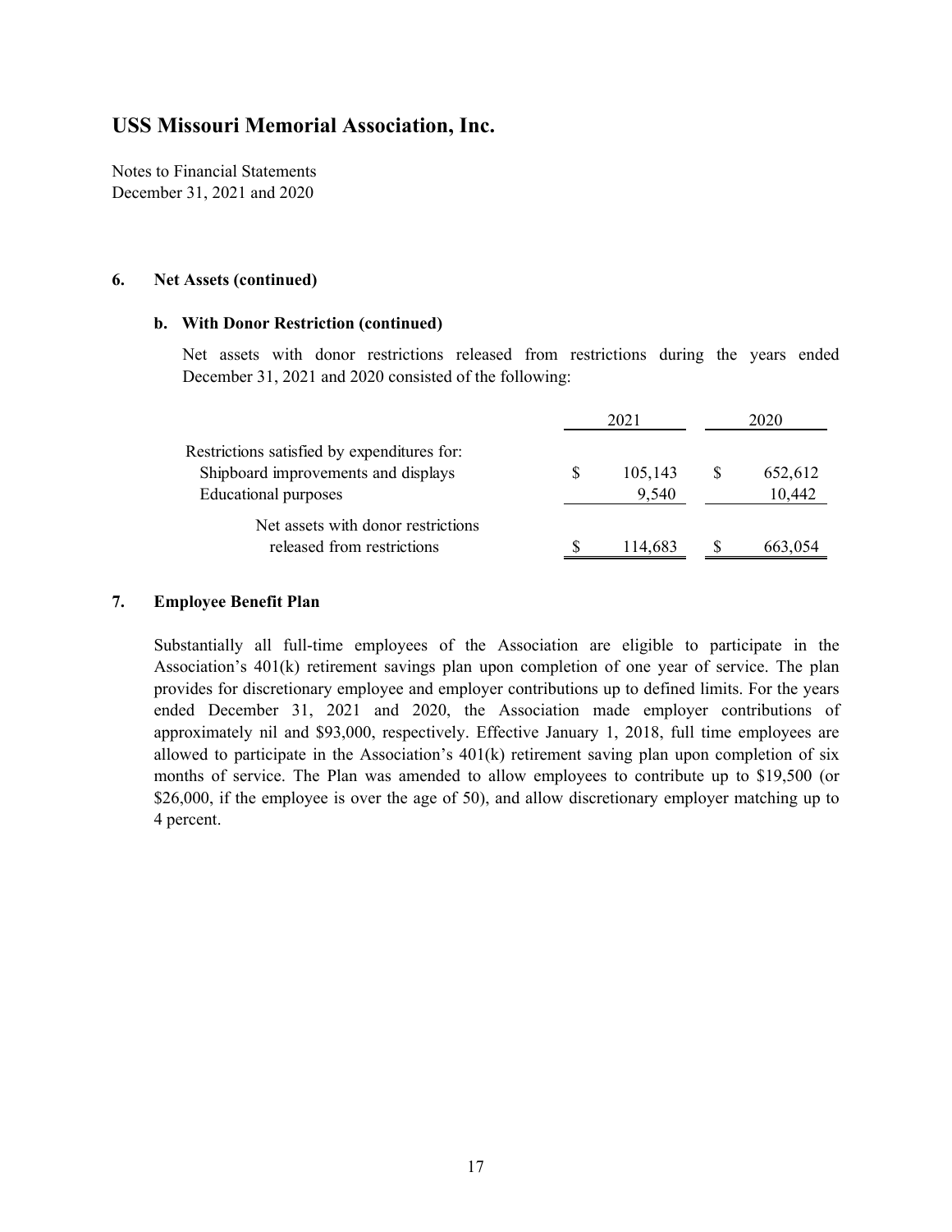# USS Missouri Memorial Association, Inc.

Notes to Financial Statements
December 31, 2021 and 2020

### 6. Net Assets (continued)

#### b. With Donor Restriction (continued)

Net assets with donor restrictions released from restrictions during the years ended December 31, 2021 and 2020 consisted of the following:

| | 2021 | 2020 |
|---|---|---|
| Restrictions satisfied by expenditures for: | | |
| Shipboard improvements and displays | $ 105,143 | $ 652,612 |
| Educational purposes | 9,540 | 10,442 |
| Net assets with donor restrictions released from restrictions | $ 114,683 | $ 663,054 |

### 7. Employee Benefit Plan

Substantially all full-time employees of the Association are eligible to participate in the Association's 401(k) retirement savings plan upon completion of one year of service. The plan provides for discretionary employee and employer contributions up to defined limits. For the years ended December 31, 2021 and 2020, the Association made employer contributions of approximately nil and $93,000, respectively. Effective January 1, 2018, full time employees are allowed to participate in the Association's 401(k) retirement saving plan upon completion of six months of service. The Plan was amended to allow employees to contribute up to $19,500 (or $26,000, if the employee is over the age of 50), and allow discretionary employer matching up to 4 percent.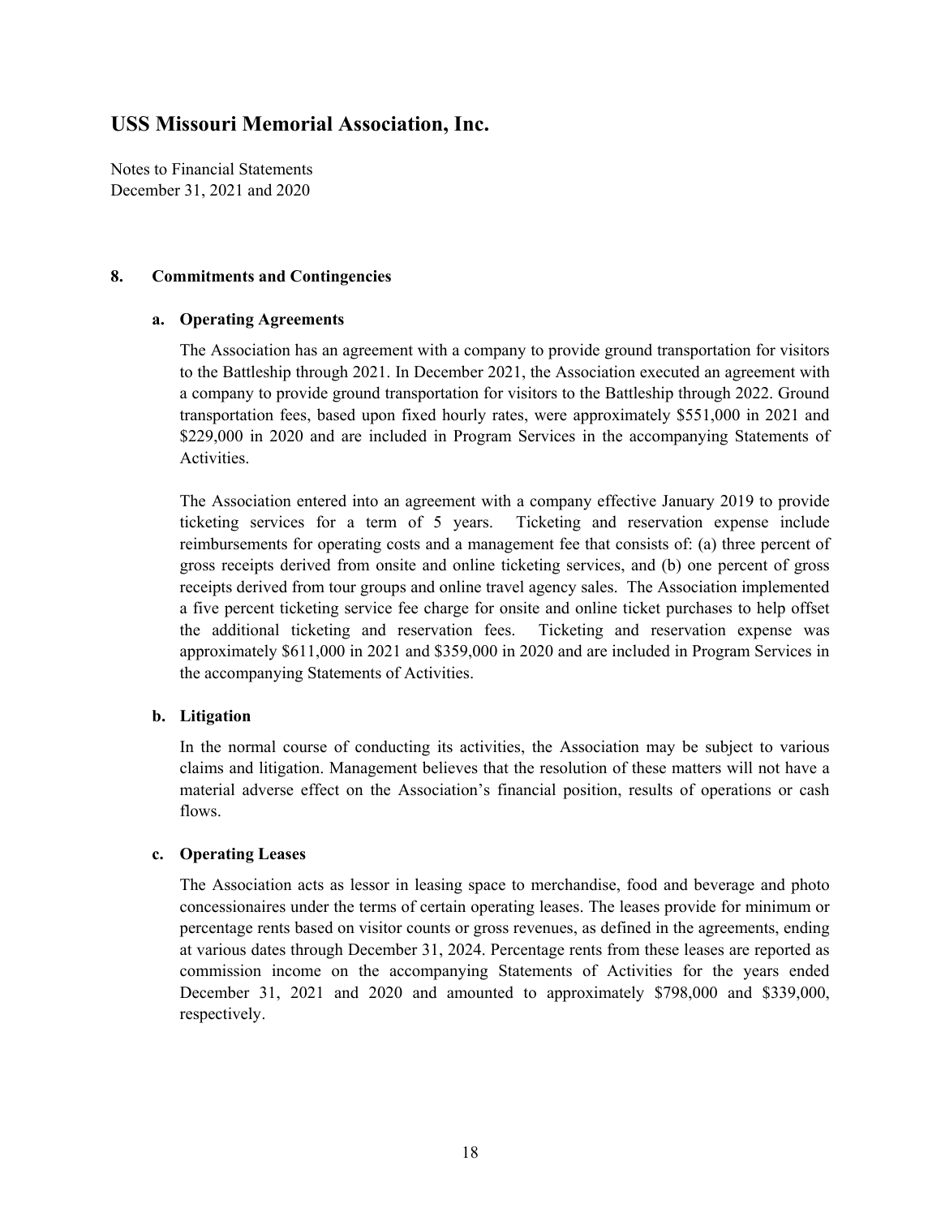# USS Missouri Memorial Association, Inc.

Notes to Financial Statements
December 31, 2021 and 2020

## 8. Commitments and Contingencies

### a. Operating Agreements

The Association has an agreement with a company to provide ground transportation for visitors to the Battleship through 2021. In December 2021, the Association executed an agreement with a company to provide ground transportation for visitors to the Battleship through 2022. Ground transportation fees, based upon fixed hourly rates, were approximately $551,000 in 2021 and $229,000 in 2020 and are included in Program Services in the accompanying Statements of Activities.

The Association entered into an agreement with a company effective January 2019 to provide ticketing services for a term of 5 years. Ticketing and reservation expense include reimbursements for operating costs and a management fee that consists of: (a) three percent of gross receipts derived from onsite and online ticketing services, and (b) one percent of gross receipts derived from tour groups and online travel agency sales. The Association implemented a five percent ticketing service fee charge for onsite and online ticket purchases to help offset the additional ticketing and reservation fees. Ticketing and reservation expense was approximately $611,000 in 2021 and $359,000 in 2020 and are included in Program Services in the accompanying Statements of Activities.

### b. Litigation

In the normal course of conducting its activities, the Association may be subject to various claims and litigation. Management believes that the resolution of these matters will not have a material adverse effect on the Association's financial position, results of operations or cash flows.

### c. Operating Leases

The Association acts as lessor in leasing space to merchandise, food and beverage and photo concessionaires under the terms of certain operating leases. The leases provide for minimum or percentage rents based on visitor counts or gross revenues, as defined in the agreements, ending at various dates through December 31, 2024. Percentage rents from these leases are reported as commission income on the accompanying Statements of Activities for the years ended December 31, 2021 and 2020 and amounted to approximately $798,000 and $339,000, respectively.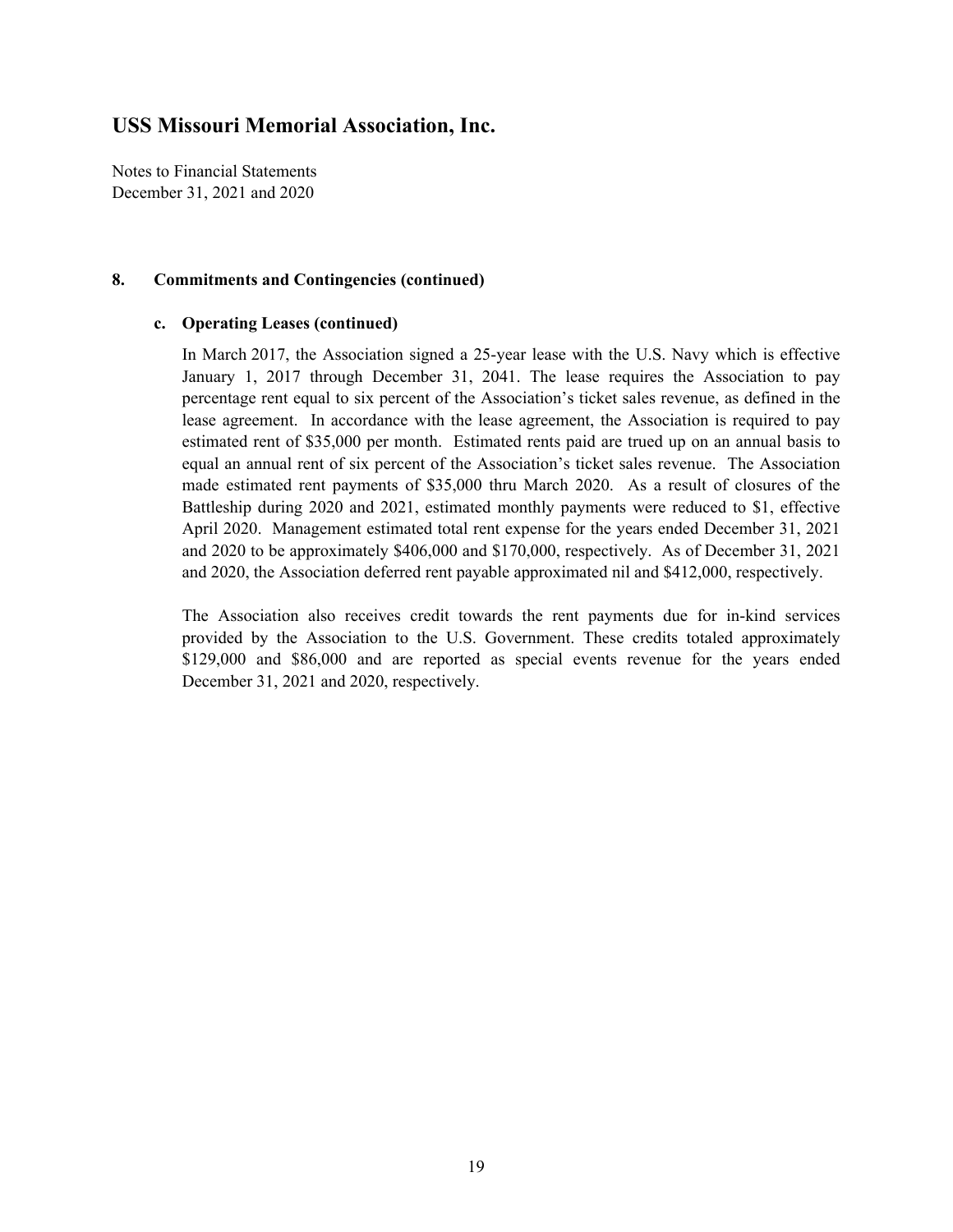# USS Missouri Memorial Association, Inc.

Notes to Financial Statements
December 31, 2021 and 2020

## 8. Commitments and Contingencies (continued)

### c. Operating Leases (continued)

In March 2017, the Association signed a 25-year lease with the U.S. Navy which is effective January 1, 2017 through December 31, 2041. The lease requires the Association to pay percentage rent equal to six percent of the Association's ticket sales revenue, as defined in the lease agreement. In accordance with the lease agreement, the Association is required to pay estimated rent of $35,000 per month. Estimated rents paid are trued up on an annual basis to equal an annual rent of six percent of the Association's ticket sales revenue. The Association made estimated rent payments of $35,000 thru March 2020. As a result of closures of the Battleship during 2020 and 2021, estimated monthly payments were reduced to $1, effective April 2020. Management estimated total rent expense for the years ended December 31, 2021 and 2020 to be approximately $406,000 and $170,000, respectively. As of December 31, 2021 and 2020, the Association deferred rent payable approximated nil and $412,000, respectively.

The Association also receives credit towards the rent payments due for in-kind services provided by the Association to the U.S. Government. These credits totaled approximately $129,000 and $86,000 and are reported as special events revenue for the years ended December 31, 2021 and 2020, respectively.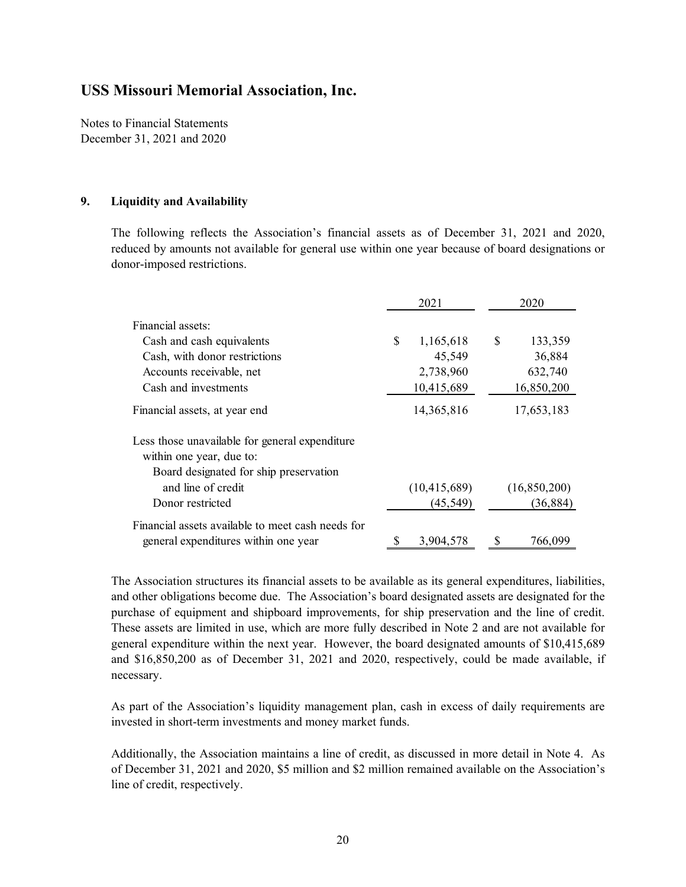# USS Missouri Memorial Association, Inc.

Notes to Financial Statements
December 31, 2021 and 2020

## 9. Liquidity and Availability

The following reflects the Association's financial assets as of December 31, 2021 and 2020, reduced by amounts not available for general use within one year because of board designations or donor-imposed restrictions.

| | 2021 | 2020 |
|---|---|---|
| Financial assets: | | |
| Cash and cash equivalents | $ 1,165,618 | $ 133,359 |
| Cash, with donor restrictions | 45,549 | 36,884 |
| Accounts receivable, net | 2,738,960 | 632,740 |
| Cash and investments | 10,415,689 | 16,850,200 |
| Financial assets, at year end | 14,365,816 | 17,653,183 |
| Less those unavailable for general expenditure within one year, due to: | | |
| Board designated for ship preservation and line of credit | (10,415,689) | (16,850,200) |
| Donor restricted | (45,549) | (36,884) |
| Financial assets available to meet cash needs for general expenditures within one year | $ 3,904,578 | $ 766,099 |

The Association structures its financial assets to be available as its general expenditures, liabilities, and other obligations become due. The Association's board designated assets are designated for the purchase of equipment and shipboard improvements, for ship preservation and the line of credit. These assets are limited in use, which are more fully described in Note 2 and are not available for general expenditure within the next year. However, the board designated amounts of $10,415,689 and $16,850,200 as of December 31, 2021 and 2020, respectively, could be made available, if necessary.

As part of the Association's liquidity management plan, cash in excess of daily requirements are invested in short-term investments and money market funds.

Additionally, the Association maintains a line of credit, as discussed in more detail in Note 4. As of December 31, 2021 and 2020, $5 million and $2 million remained available on the Association's line of credit, respectively.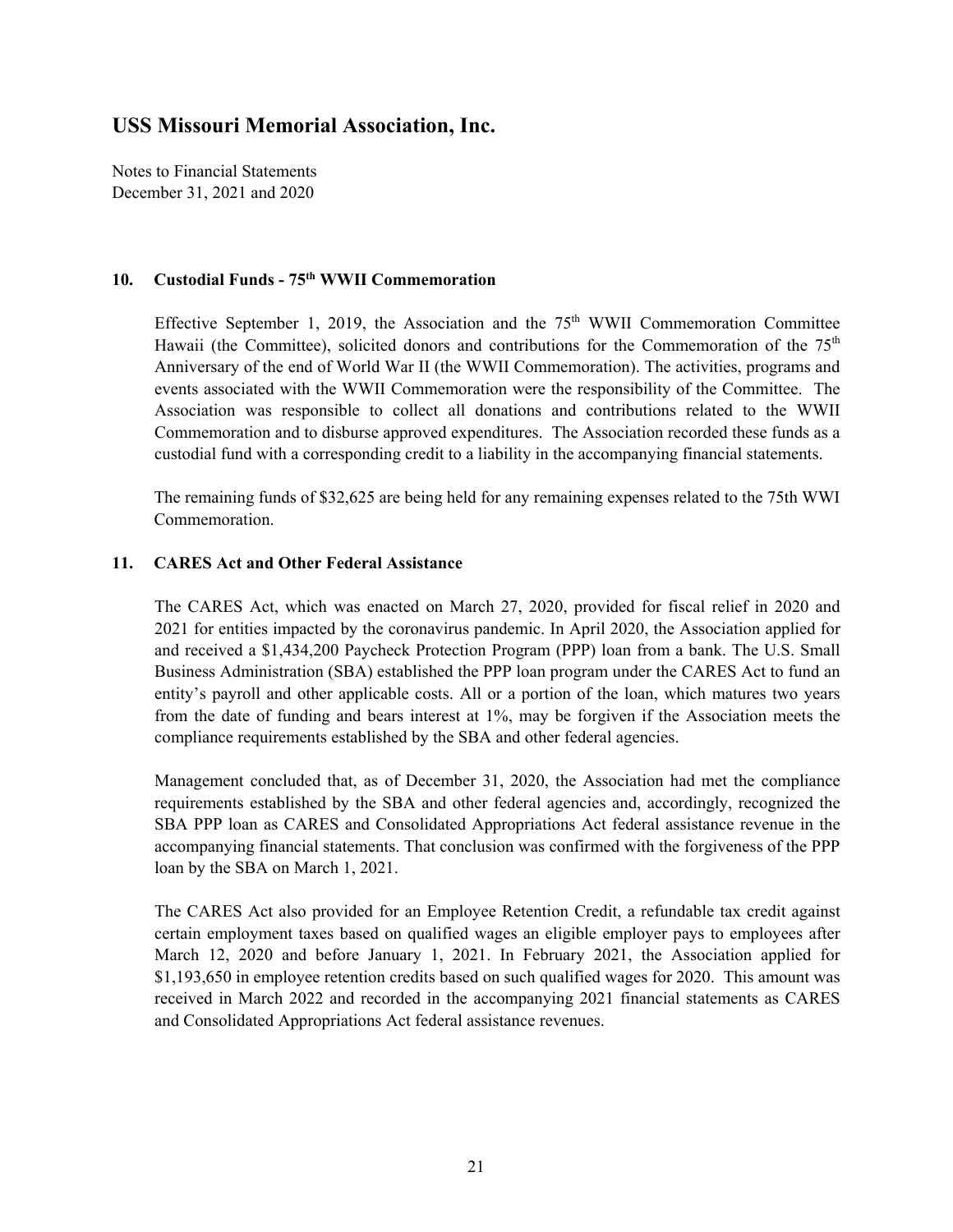# USS Missouri Memorial Association, Inc.

Notes to Financial Statements
December 31, 2021 and 2020

## 10. Custodial Funds - 75th WWII Commemoration

Effective September 1, 2019, the Association and the 75th WWII Commemoration Committee Hawaii (the Committee), solicited donors and contributions for the Commemoration of the 75th Anniversary of the end of World War II (the WWII Commemoration). The activities, programs and events associated with the WWII Commemoration were the responsibility of the Committee. The Association was responsible to collect all donations and contributions related to the WWII Commemoration and to disburse approved expenditures. The Association recorded these funds as a custodial fund with a corresponding credit to a liability in the accompanying financial statements.

The remaining funds of $32,625 are being held for any remaining expenses related to the 75th WWI Commemoration.

## 11. CARES Act and Other Federal Assistance

The CARES Act, which was enacted on March 27, 2020, provided for fiscal relief in 2020 and 2021 for entities impacted by the coronavirus pandemic. In April 2020, the Association applied for and received a $1,434,200 Paycheck Protection Program (PPP) loan from a bank. The U.S. Small Business Administration (SBA) established the PPP loan program under the CARES Act to fund an entity's payroll and other applicable costs. All or a portion of the loan, which matures two years from the date of funding and bears interest at 1%, may be forgiven if the Association meets the compliance requirements established by the SBA and other federal agencies.

Management concluded that, as of December 31, 2020, the Association had met the compliance requirements established by the SBA and other federal agencies and, accordingly, recognized the SBA PPP loan as CARES and Consolidated Appropriations Act federal assistance revenue in the accompanying financial statements. That conclusion was confirmed with the forgiveness of the PPP loan by the SBA on March 1, 2021.

The CARES Act also provided for an Employee Retention Credit, a refundable tax credit against certain employment taxes based on qualified wages an eligible employer pays to employees after March 12, 2020 and before January 1, 2021. In February 2021, the Association applied for $1,193,650 in employee retention credits based on such qualified wages for 2020. This amount was received in March 2022 and recorded in the accompanying 2021 financial statements as CARES and Consolidated Appropriations Act federal assistance revenues.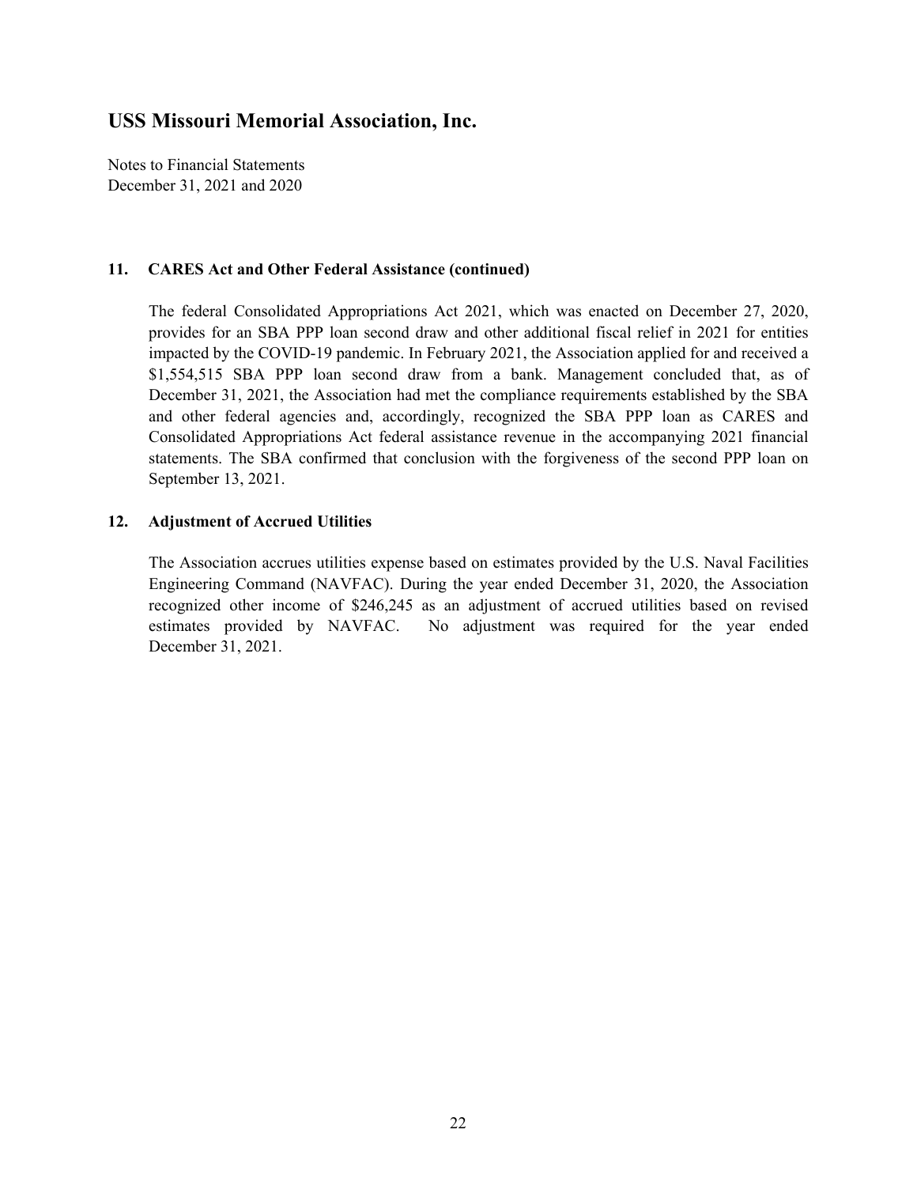# USS Missouri Memorial Association, Inc.

Notes to Financial Statements
December 31, 2021 and 2020

### 11. CARES Act and Other Federal Assistance (continued)

The federal Consolidated Appropriations Act 2021, which was enacted on December 27, 2020, provides for an SBA PPP loan second draw and other additional fiscal relief in 2021 for entities impacted by the COVID-19 pandemic. In February 2021, the Association applied for and received a $1,554,515 SBA PPP loan second draw from a bank. Management concluded that, as of December 31, 2021, the Association had met the compliance requirements established by the SBA and other federal agencies and, accordingly, recognized the SBA PPP loan as CARES and Consolidated Appropriations Act federal assistance revenue in the accompanying 2021 financial statements. The SBA confirmed that conclusion with the forgiveness of the second PPP loan on September 13, 2021.

### 12. Adjustment of Accrued Utilities

The Association accrues utilities expense based on estimates provided by the U.S. Naval Facilities Engineering Command (NAVFAC). During the year ended December 31, 2020, the Association recognized other income of $246,245 as an adjustment of accrued utilities based on revised estimates provided by NAVFAC. No adjustment was required for the year ended December 31, 2021.